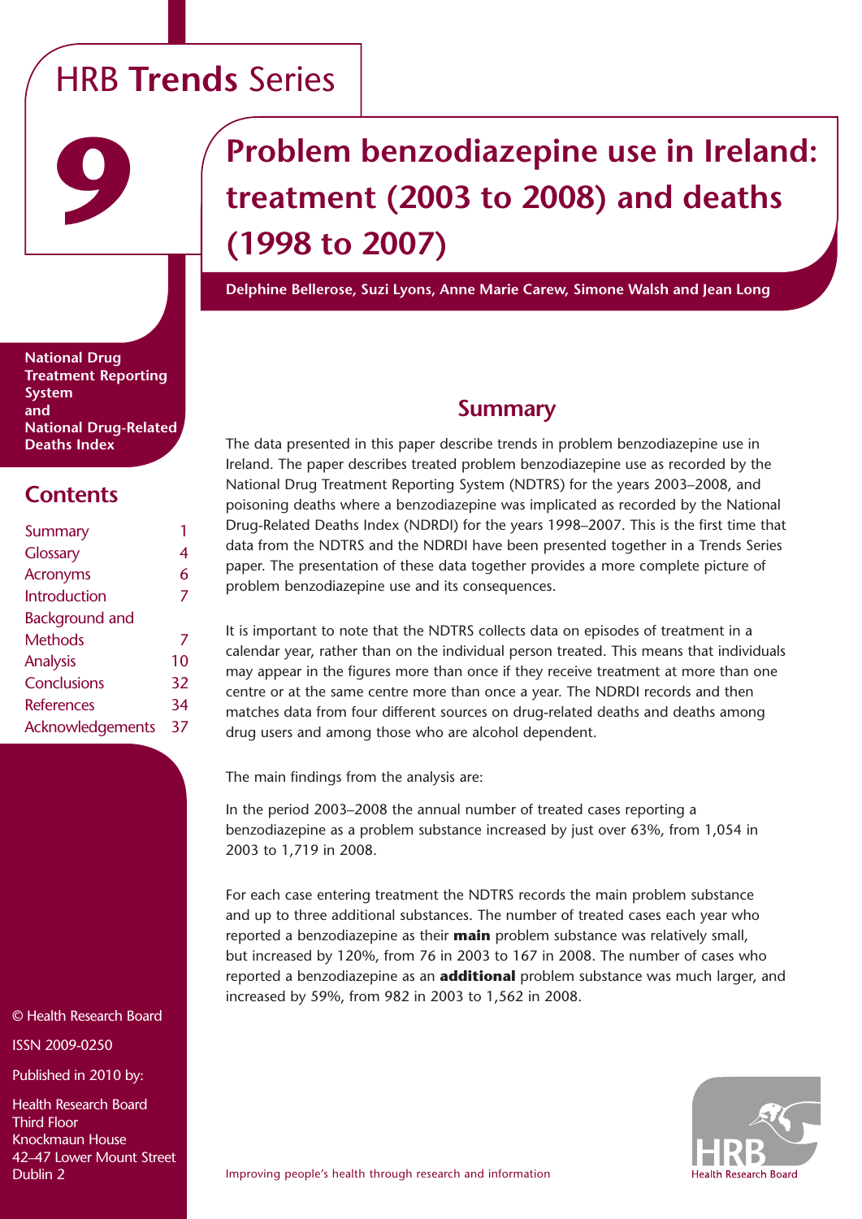HRB **Trends** Series

**9**

# Problem benzodiazepine use in Ireland: treatment (2003 to 2008) and deaths (1998 to 2007)

**Delphine Bellerose, Suzi Lyons, Anne Marie Carew, Simone Walsh and Jean Long**

**National Drug Treatment Reporting System and National Drug-Related Deaths Index**

## Contents

| | |
|---|---|
| Summary | 1 |
| Glossary | 4 |
| Acronyms | 6 |
| Introduction | 7 |
| Background and Methods | 7 |
| Analysis | 10 |
| Conclusions | 32 |
| References | 34 |
| Acknowledgements | 37 |

© Health Research Board

ISSN 2009-0250

Published in 2010 by:

Health Research Board
Third Floor
Knockmaun House
42–47 Lower Mount Street
Dublin 2

## Summary

The data presented in this paper describe trends in problem benzodiazepine use in Ireland. The paper describes treated problem benzodiazepine use as recorded by the National Drug Treatment Reporting System (NDTRS) for the years 2003–2008, and poisoning deaths where a benzodiazepine was implicated as recorded by the National Drug-Related Deaths Index (NDRDI) for the years 1998–2007. This is the first time that data from the NDTRS and the NDRDI have been presented together in a Trends Series paper. The presentation of these data together provides a more complete picture of problem benzodiazepine use and its consequences.

It is important to note that the NDTRS collects data on episodes of treatment in a calendar year, rather than on the individual person treated. This means that individuals may appear in the figures more than once if they receive treatment at more than one centre or at the same centre more than once a year. The NDRDI records and then matches data from four different sources on drug-related deaths and deaths among drug users and among those who are alcohol dependent.

The main findings from the analysis are:

In the period 2003–2008 the annual number of treated cases reporting a benzodiazepine as a problem substance increased by just over 63%, from 1,054 in 2003 to 1,719 in 2008.

For each case entering treatment the NDTRS records the main problem substance and up to three additional substances. The number of treated cases each year who reported a benzodiazepine as their **main** problem substance was relatively small, but increased by 120%, from 76 in 2003 to 167 in 2008. The number of cases who reported a benzodiazepine as an **additional** problem substance was much larger, and increased by 59%, from 982 in 2003 to 1,562 in 2008.

Improving people's health through research and information

Health Research Board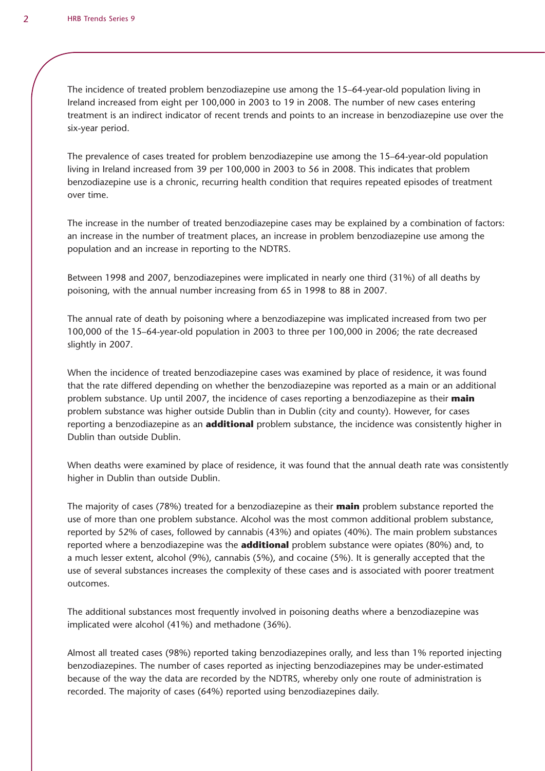The incidence of treated problem benzodiazepine use among the 15–64-year-old population living in Ireland increased from eight per 100,000 in 2003 to 19 in 2008. The number of new cases entering treatment is an indirect indicator of recent trends and points to an increase in benzodiazepine use over the six-year period.

The prevalence of cases treated for problem benzodiazepine use among the 15–64-year-old population living in Ireland increased from 39 per 100,000 in 2003 to 56 in 2008. This indicates that problem benzodiazepine use is a chronic, recurring health condition that requires repeated episodes of treatment over time.

The increase in the number of treated benzodiazepine cases may be explained by a combination of factors: an increase in the number of treatment places, an increase in problem benzodiazepine use among the population and an increase in reporting to the NDTRS.

Between 1998 and 2007, benzodiazepines were implicated in nearly one third (31%) of all deaths by poisoning, with the annual number increasing from 65 in 1998 to 88 in 2007.

The annual rate of death by poisoning where a benzodiazepine was implicated increased from two per 100,000 of the 15–64-year-old population in 2003 to three per 100,000 in 2006; the rate decreased slightly in 2007.

When the incidence of treated benzodiazepine cases was examined by place of residence, it was found that the rate differed depending on whether the benzodiazepine was reported as a main or an additional problem substance. Up until 2007, the incidence of cases reporting a benzodiazepine as their **main** problem substance was higher outside Dublin than in Dublin (city and county). However, for cases reporting a benzodiazepine as an **additional** problem substance, the incidence was consistently higher in Dublin than outside Dublin.

When deaths were examined by place of residence, it was found that the annual death rate was consistently higher in Dublin than outside Dublin.

The majority of cases (78%) treated for a benzodiazepine as their **main** problem substance reported the use of more than one problem substance. Alcohol was the most common additional problem substance, reported by 52% of cases, followed by cannabis (43%) and opiates (40%). The main problem substances reported where a benzodiazepine was the **additional** problem substance were opiates (80%) and, to a much lesser extent, alcohol (9%), cannabis (5%), and cocaine (5%). It is generally accepted that the use of several substances increases the complexity of these cases and is associated with poorer treatment outcomes.

The additional substances most frequently involved in poisoning deaths where a benzodiazepine was implicated were alcohol (41%) and methadone (36%).

Almost all treated cases (98%) reported taking benzodiazepines orally, and less than 1% reported injecting benzodiazepines. The number of cases reported as injecting benzodiazepines may be under-estimated because of the way the data are recorded by the NDTRS, whereby only one route of administration is recorded. The majority of cases (64%) reported using benzodiazepines daily.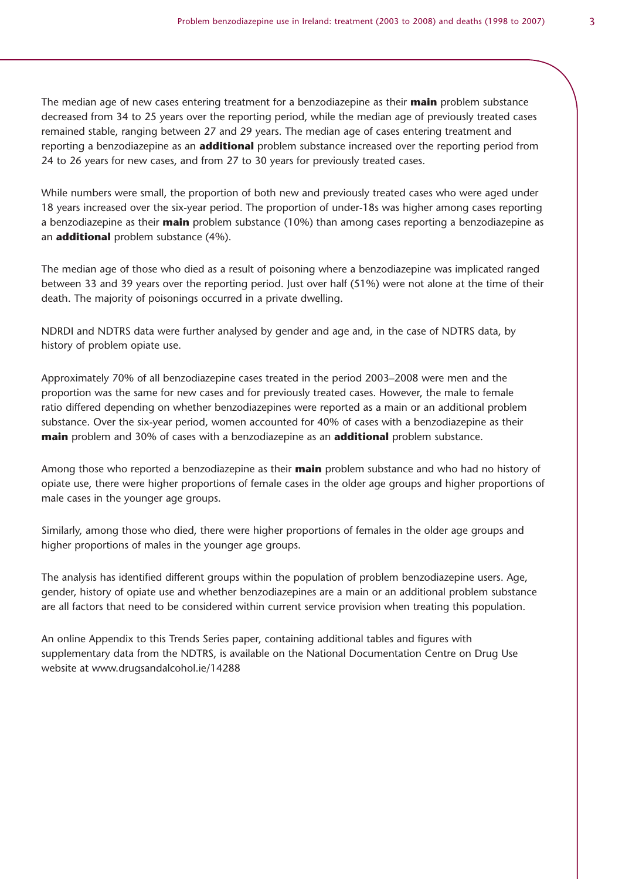The median age of new cases entering treatment for a benzodiazepine as their **main** problem substance decreased from 34 to 25 years over the reporting period, while the median age of previously treated cases remained stable, ranging between 27 and 29 years. The median age of cases entering treatment and reporting a benzodiazepine as an **additional** problem substance increased over the reporting period from 24 to 26 years for new cases, and from 27 to 30 years for previously treated cases.

While numbers were small, the proportion of both new and previously treated cases who were aged under 18 years increased over the six-year period. The proportion of under-18s was higher among cases reporting a benzodiazepine as their **main** problem substance (10%) than among cases reporting a benzodiazepine as an **additional** problem substance (4%).

The median age of those who died as a result of poisoning where a benzodiazepine was implicated ranged between 33 and 39 years over the reporting period. Just over half (51%) were not alone at the time of their death. The majority of poisonings occurred in a private dwelling.

NDRDI and NDTRS data were further analysed by gender and age and, in the case of NDTRS data, by history of problem opiate use.

Approximately 70% of all benzodiazepine cases treated in the period 2003–2008 were men and the proportion was the same for new cases and for previously treated cases. However, the male to female ratio differed depending on whether benzodiazepines were reported as a main or an additional problem substance. Over the six-year period, women accounted for 40% of cases with a benzodiazepine as their **main** problem and 30% of cases with a benzodiazepine as an **additional** problem substance.

Among those who reported a benzodiazepine as their **main** problem substance and who had no history of opiate use, there were higher proportions of female cases in the older age groups and higher proportions of male cases in the younger age groups.

Similarly, among those who died, there were higher proportions of females in the older age groups and higher proportions of males in the younger age groups.

The analysis has identified different groups within the population of problem benzodiazepine users. Age, gender, history of opiate use and whether benzodiazepines are a main or an additional problem substance are all factors that need to be considered within current service provision when treating this population.

An online Appendix to this Trends Series paper, containing additional tables and figures with supplementary data from the NDTRS, is available on the National Documentation Centre on Drug Use website at www.drugsandalcohol.ie/14288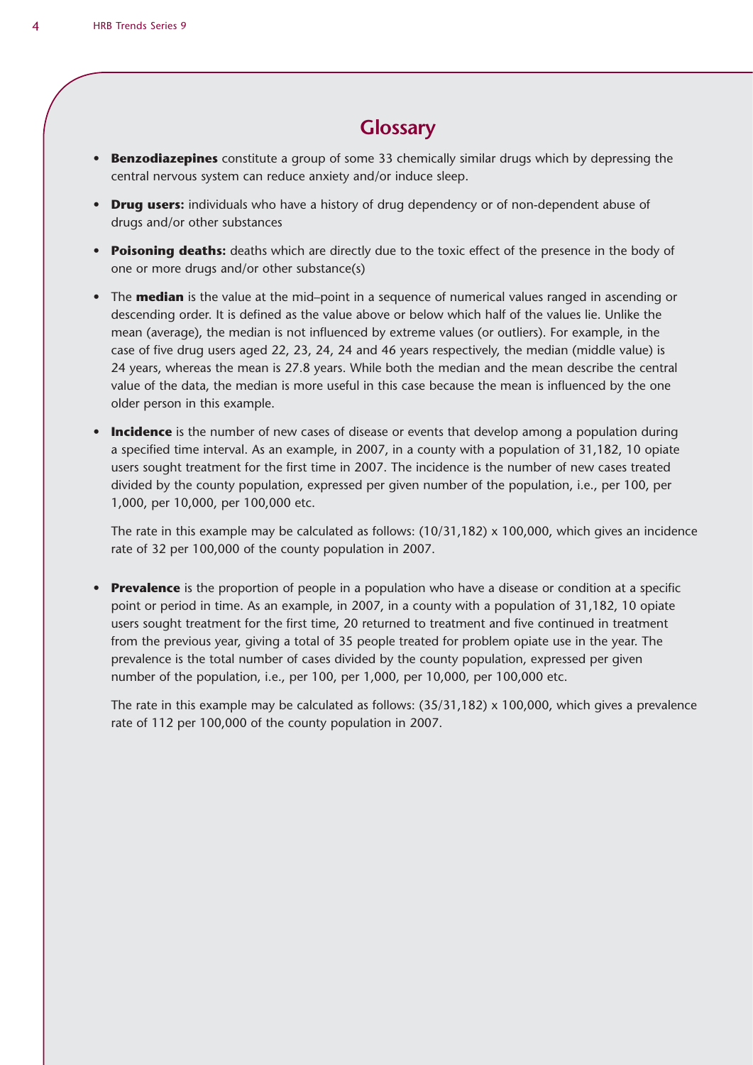## Glossary

- **Benzodiazepines** constitute a group of some 33 chemically similar drugs which by depressing the central nervous system can reduce anxiety and/or induce sleep.
- **Drug users:** individuals who have a history of drug dependency or of non-dependent abuse of drugs and/or other substances
- **Poisoning deaths:** deaths which are directly due to the toxic effect of the presence in the body of one or more drugs and/or other substance(s)
- The **median** is the value at the mid–point in a sequence of numerical values ranged in ascending or descending order. It is defined as the value above or below which half of the values lie. Unlike the mean (average), the median is not influenced by extreme values (or outliers). For example, in the case of five drug users aged 22, 23, 24, 24 and 46 years respectively, the median (middle value) is 24 years, whereas the mean is 27.8 years. While both the median and the mean describe the central value of the data, the median is more useful in this case because the mean is influenced by the one older person in this example.
- **Incidence** is the number of new cases of disease or events that develop among a population during a specified time interval. As an example, in 2007, in a county with a population of 31,182, 10 opiate users sought treatment for the first time in 2007. The incidence is the number of new cases treated divided by the county population, expressed per given number of the population, i.e., per 100, per 1,000, per 10,000, per 100,000 etc.

  The rate in this example may be calculated as follows: (10/31,182) x 100,000, which gives an incidence rate of 32 per 100,000 of the county population in 2007.

- **Prevalence** is the proportion of people in a population who have a disease or condition at a specific point or period in time. As an example, in 2007, in a county with a population of 31,182, 10 opiate users sought treatment for the first time, 20 returned to treatment and five continued in treatment from the previous year, giving a total of 35 people treated for problem opiate use in the year. The prevalence is the total number of cases divided by the county population, expressed per given number of the population, i.e., per 100, per 1,000, per 10,000, per 100,000 etc.

  The rate in this example may be calculated as follows: (35/31,182) x 100,000, which gives a prevalence rate of 112 per 100,000 of the county population in 2007.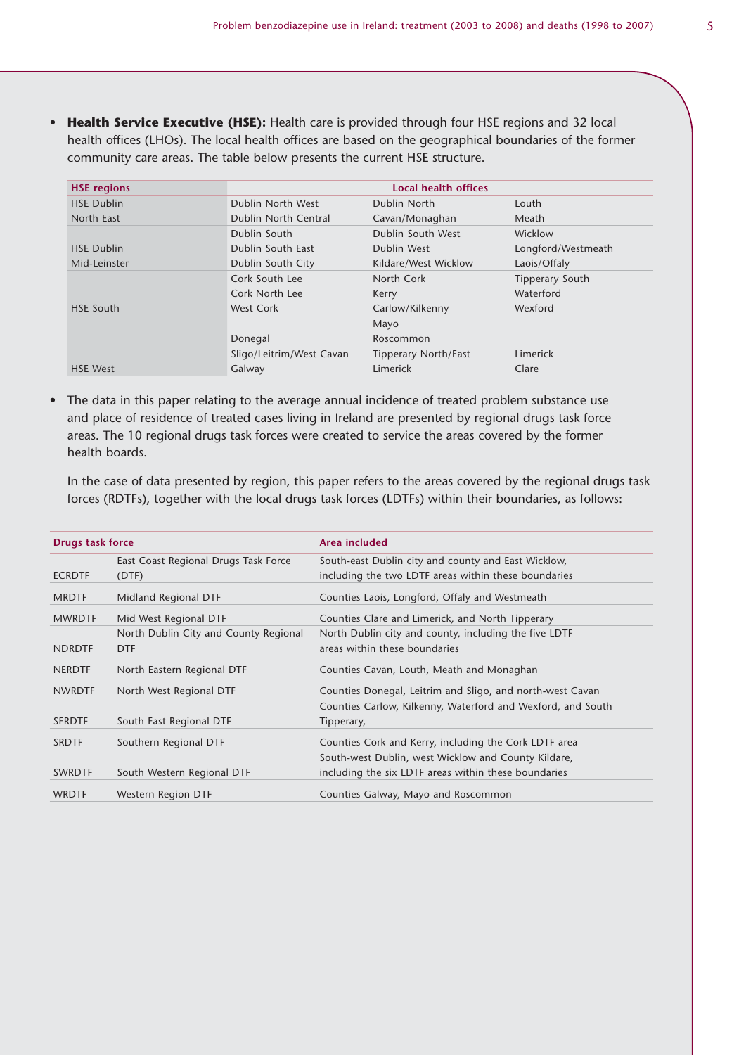- **Health Service Executive (HSE):** Health care is provided through four HSE regions and 32 local health offices (LHOs). The local health offices are based on the geographical boundaries of the former community care areas. The table below presents the current HSE structure.

| HSE regions | Local health offices | | |
|---|---|---|---|
| HSE Dublin North East | Dublin North West | Dublin North | Louth |
| | Dublin North Central | Cavan/Monaghan | Meath |
| HSE Dublin Mid-Leinster | Dublin South | Dublin South West | Wicklow |
| | Dublin South East | Dublin West | Longford/Westmeath |
| | Dublin South City | Kildare/West Wicklow | Laois/Offaly |
| HSE South | Cork South Lee | North Cork | Tipperary South |
| | Cork North Lee | Kerry | Waterford |
| | West Cork | Carlow/Kilkenny | Wexford |
| HSE West | | Mayo | |
| | Donegal | Roscommon | |
| | Sligo/Leitrim/West Cavan | Tipperary North/East | Limerick |
| | Galway | Limerick | Clare |

- The data in this paper relating to the average annual incidence of treated problem substance use and place of residence of treated cases living in Ireland are presented by regional drugs task force areas. The 10 regional drugs task forces were created to service the areas covered by the former health boards.

  In the case of data presented by region, this paper refers to the areas covered by the regional drugs task forces (RDTFs), together with the local drugs task forces (LDTFs) within their boundaries, as follows:

| Drugs task force | | Area included |
|---|---|---|
| ECRDTF | East Coast Regional Drugs Task Force (DTF) | South-east Dublin city and county and East Wicklow, including the two LDTF areas within these boundaries |
| MRDTF | Midland Regional DTF | Counties Laois, Longford, Offaly and Westmeath |
| MWRDTF | Mid West Regional DTF | Counties Clare and Limerick, and North Tipperary |
| NDRDTF | North Dublin City and County Regional DTF | North Dublin city and county, including the five LDTF areas within these boundaries |
| NERDTF | North Eastern Regional DTF | Counties Cavan, Louth, Meath and Monaghan |
| NWRDTF | North West Regional DTF | Counties Donegal, Leitrim and Sligo, and north-west Cavan |
| SERDTF | South East Regional DTF | Counties Carlow, Kilkenny, Waterford and Wexford, and South Tipperary, |
| SRDTF | Southern Regional DTF | Counties Cork and Kerry, including the Cork LDTF area |
| SWRDTF | South Western Regional DTF | South-west Dublin, west Wicklow and County Kildare, including the six LDTF areas within these boundaries |
| WRDTF | Western Region DTF | Counties Galway, Mayo and Roscommon |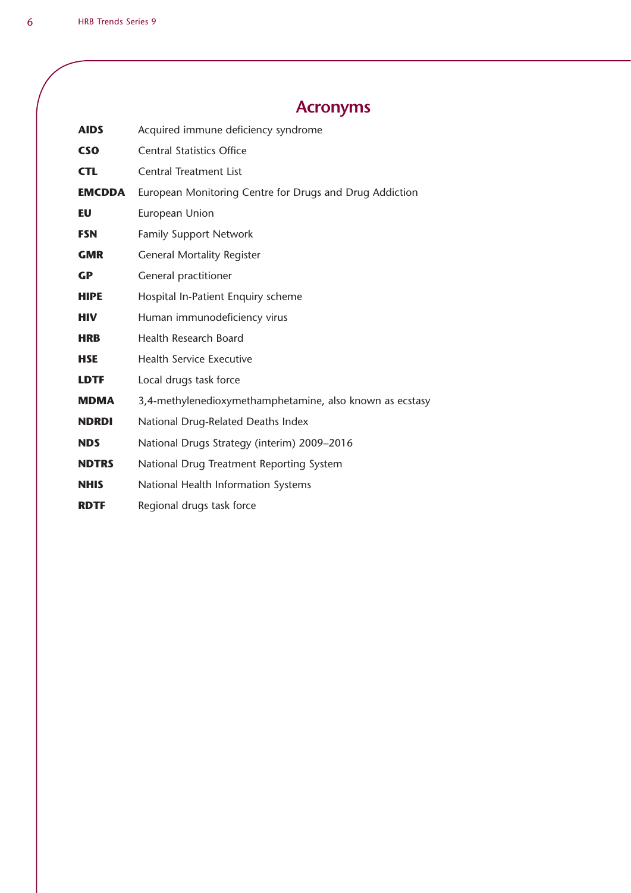# Acronyms

| | |
|---|---|
| **AIDS** | Acquired immune deficiency syndrome |
| **CSO** | Central Statistics Office |
| **CTL** | Central Treatment List |
| **EMCDDA** | European Monitoring Centre for Drugs and Drug Addiction |
| **EU** | European Union |
| **FSN** | Family Support Network |
| **GMR** | General Mortality Register |
| **GP** | General practitioner |
| **HIPE** | Hospital In-Patient Enquiry scheme |
| **HIV** | Human immunodeficiency virus |
| **HRB** | Health Research Board |
| **HSE** | Health Service Executive |
| **LDTF** | Local drugs task force |
| **MDMA** | 3,4-methylenedioxymethamphetamine, also known as ecstasy |
| **NDRDI** | National Drug-Related Deaths Index |
| **NDS** | National Drugs Strategy (interim) 2009–2016 |
| **NDTRS** | National Drug Treatment Reporting System |
| **NHIS** | National Health Information Systems |
| **RDTF** | Regional drugs task force |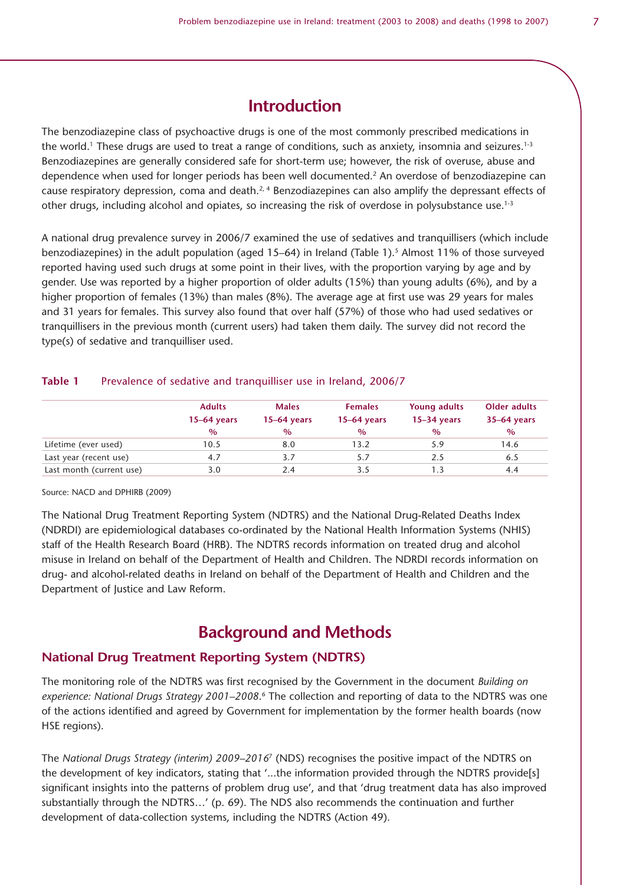# Introduction

The benzodiazepine class of psychoactive drugs is one of the most commonly prescribed medications in the world.[1] These drugs are used to treat a range of conditions, such as anxiety, insomnia and seizures.[1-3] Benzodiazepines are generally considered safe for short-term use; however, the risk of overuse, abuse and dependence when used for longer periods has been well documented.[2] An overdose of benzodiazepine can cause respiratory depression, coma and death.[2, 4] Benzodiazepines can also amplify the depressant effects of other drugs, including alcohol and opiates, so increasing the risk of overdose in polysubstance use.[1-3]

A national drug prevalence survey in 2006/7 examined the use of sedatives and tranquillisers (which include benzodiazepines) in the adult population (aged 15–64) in Ireland (Table 1).[5] Almost 11% of those surveyed reported having used such drugs at some point in their lives, with the proportion varying by age and by gender. Use was reported by a higher proportion of older adults (15%) than young adults (6%), and by a higher proportion of females (13%) than males (8%). The average age at first use was 29 years for males and 31 years for females. This survey also found that over half (57%) of those who had used sedatives or tranquillisers in the previous month (current users) had taken them daily. The survey did not record the type(s) of sedative and tranquilliser used.

**Table 1** Prevalence of sedative and tranquilliser use in Ireland, 2006/7

| | Adults 15–64 years % | Males 15–64 years % | Females 15–64 years % | Young adults 15–34 years % | Older adults 35–64 years % |
|---|---|---|---|---|---|
| Lifetime (ever used) | 10.5 | 8.0 | 13.2 | 5.9 | 14.6 |
| Last year (recent use) | 4.7 | 3.7 | 5.7 | 2.5 | 6.5 |
| Last month (current use) | 3.0 | 2.4 | 3.5 | 1.3 | 4.4 |

Source: NACD and DPHIRB (2009)

The National Drug Treatment Reporting System (NDTRS) and the National Drug-Related Deaths Index (NDRDI) are epidemiological databases co-ordinated by the National Health Information Systems (NHIS) staff of the Health Research Board (HRB). The NDTRS records information on treated drug and alcohol misuse in Ireland on behalf of the Department of Health and Children. The NDRDI records information on drug- and alcohol-related deaths in Ireland on behalf of the Department of Health and Children and the Department of Justice and Law Reform.

# Background and Methods

## National Drug Treatment Reporting System (NDTRS)

The monitoring role of the NDTRS was first recognised by the Government in the document *Building on experience: National Drugs Strategy 2001–2008*.[6] The collection and reporting of data to the NDTRS was one of the actions identified and agreed by Government for implementation by the former health boards (now HSE regions).

The *National Drugs Strategy (interim) 2009–2016*[7] (NDS) recognises the positive impact of the NDTRS on the development of key indicators, stating that '...the information provided through the NDTRS provide[s] significant insights into the patterns of problem drug use', and that 'drug treatment data has also improved substantially through the NDTRS…' (p. 69). The NDS also recommends the continuation and further development of data-collection systems, including the NDTRS (Action 49).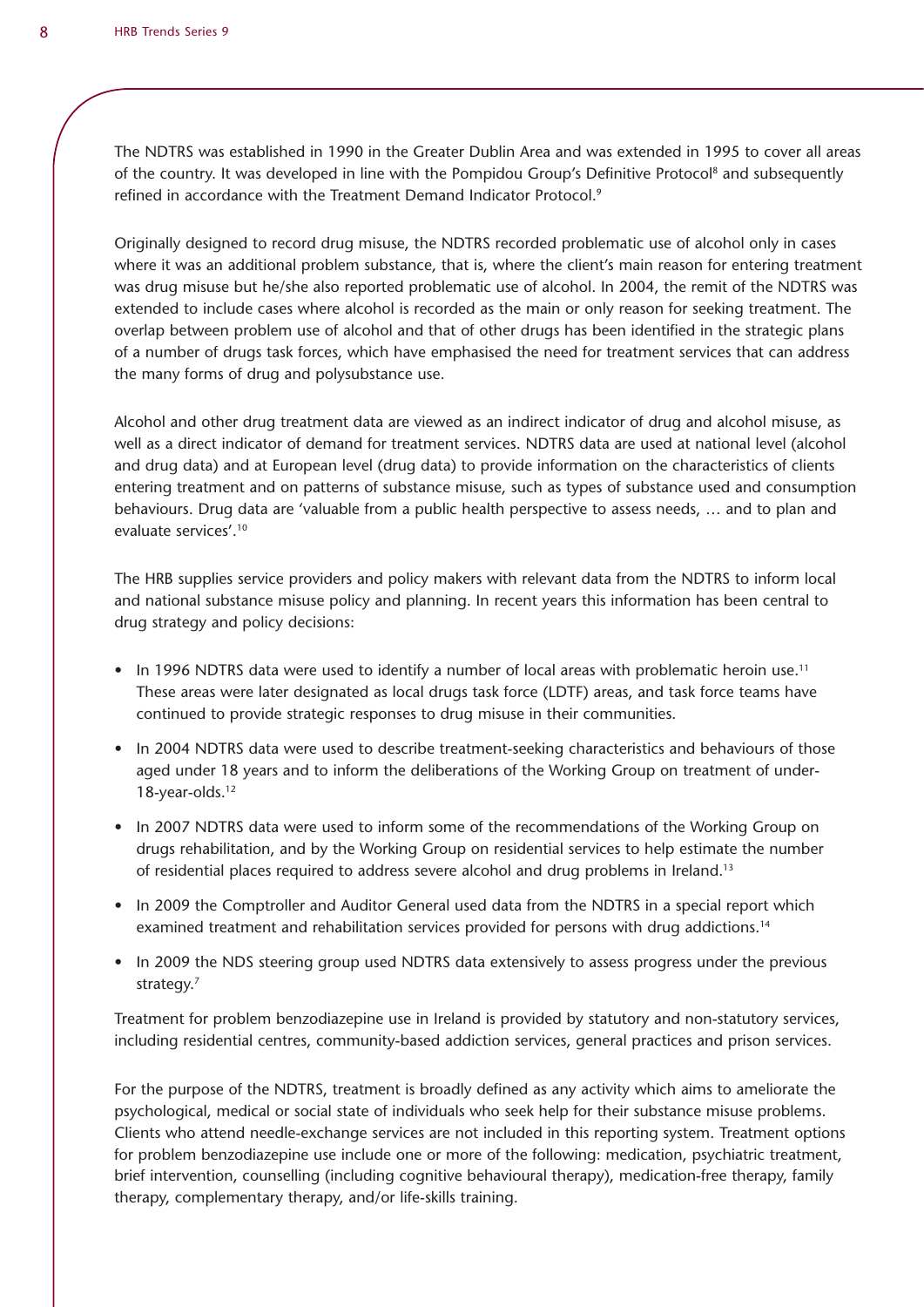The NDTRS was established in 1990 in the Greater Dublin Area and was extended in 1995 to cover all areas of the country. It was developed in line with the Pompidou Group's Definitive Protocol[8] and subsequently refined in accordance with the Treatment Demand Indicator Protocol.[9]

Originally designed to record drug misuse, the NDTRS recorded problematic use of alcohol only in cases where it was an additional problem substance, that is, where the client's main reason for entering treatment was drug misuse but he/she also reported problematic use of alcohol. In 2004, the remit of the NDTRS was extended to include cases where alcohol is recorded as the main or only reason for seeking treatment. The overlap between problem use of alcohol and that of other drugs has been identified in the strategic plans of a number of drugs task forces, which have emphasised the need for treatment services that can address the many forms of drug and polysubstance use.

Alcohol and other drug treatment data are viewed as an indirect indicator of drug and alcohol misuse, as well as a direct indicator of demand for treatment services. NDTRS data are used at national level (alcohol and drug data) and at European level (drug data) to provide information on the characteristics of clients entering treatment and on patterns of substance misuse, such as types of substance used and consumption behaviours. Drug data are 'valuable from a public health perspective to assess needs, … and to plan and evaluate services'.[10]

The HRB supplies service providers and policy makers with relevant data from the NDTRS to inform local and national substance misuse policy and planning. In recent years this information has been central to drug strategy and policy decisions:

- In 1996 NDTRS data were used to identify a number of local areas with problematic heroin use.[11] These areas were later designated as local drugs task force (LDTF) areas, and task force teams have continued to provide strategic responses to drug misuse in their communities.
- In 2004 NDTRS data were used to describe treatment-seeking characteristics and behaviours of those aged under 18 years and to inform the deliberations of the Working Group on treatment of under-18-year-olds.[12]
- In 2007 NDTRS data were used to inform some of the recommendations of the Working Group on drugs rehabilitation, and by the Working Group on residential services to help estimate the number of residential places required to address severe alcohol and drug problems in Ireland.[13]
- In 2009 the Comptroller and Auditor General used data from the NDTRS in a special report which examined treatment and rehabilitation services provided for persons with drug addictions.[14]
- In 2009 the NDS steering group used NDTRS data extensively to assess progress under the previous strategy.[7]

Treatment for problem benzodiazepine use in Ireland is provided by statutory and non-statutory services, including residential centres, community-based addiction services, general practices and prison services.

For the purpose of the NDTRS, treatment is broadly defined as any activity which aims to ameliorate the psychological, medical or social state of individuals who seek help for their substance misuse problems. Clients who attend needle-exchange services are not included in this reporting system. Treatment options for problem benzodiazepine use include one or more of the following: medication, psychiatric treatment, brief intervention, counselling (including cognitive behavioural therapy), medication-free therapy, family therapy, complementary therapy, and/or life-skills training.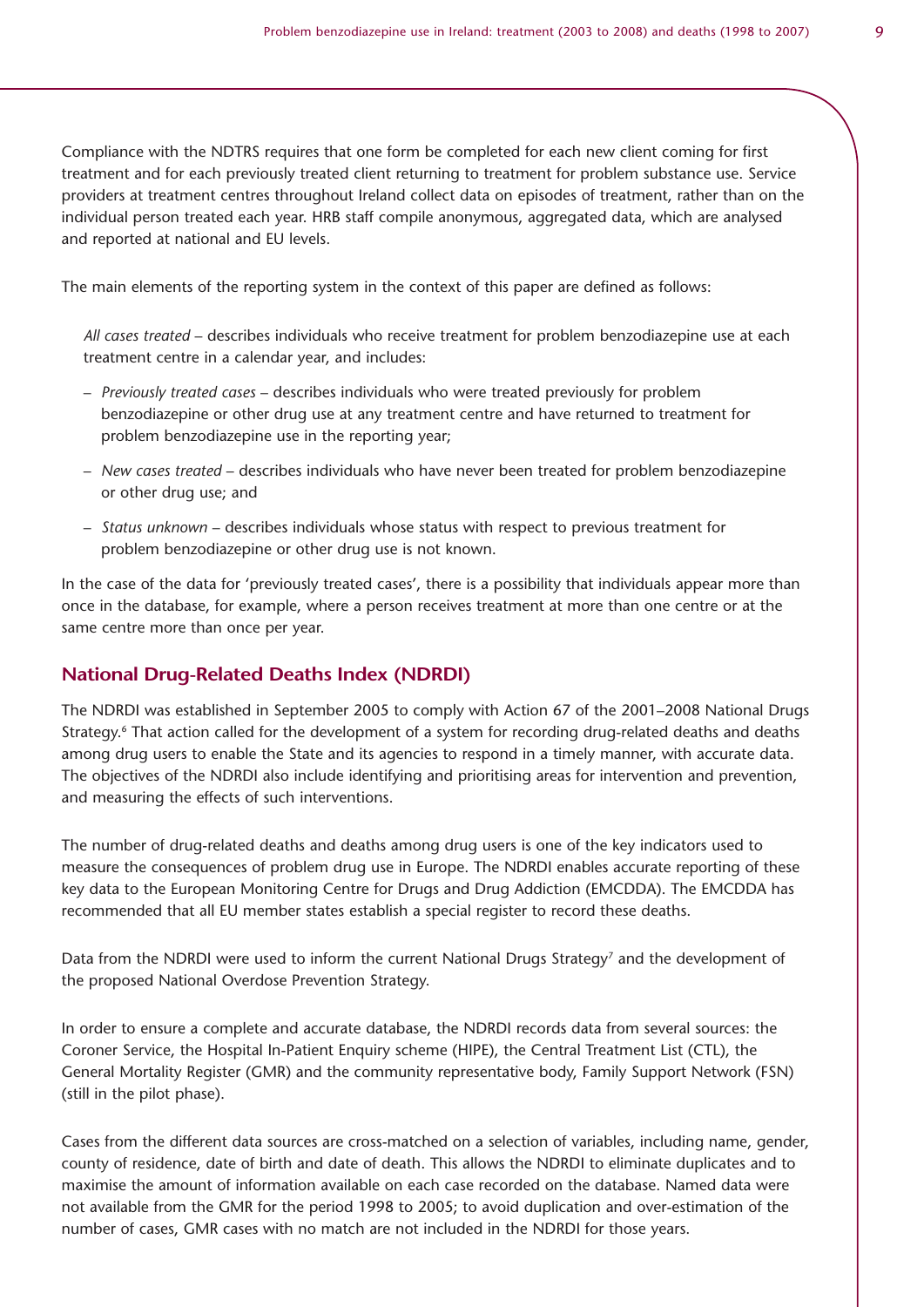Compliance with the NDTRS requires that one form be completed for each new client coming for first treatment and for each previously treated client returning to treatment for problem substance use. Service providers at treatment centres throughout Ireland collect data on episodes of treatment, rather than on the individual person treated each year. HRB staff compile anonymous, aggregated data, which are analysed and reported at national and EU levels.

The main elements of the reporting system in the context of this paper are defined as follows:

*All cases treated* – describes individuals who receive treatment for problem benzodiazepine use at each treatment centre in a calendar year, and includes:

- *Previously treated cases* – describes individuals who were treated previously for problem benzodiazepine or other drug use at any treatment centre and have returned to treatment for problem benzodiazepine use in the reporting year;
- *New cases treated* – describes individuals who have never been treated for problem benzodiazepine or other drug use; and
- *Status unknown* – describes individuals whose status with respect to previous treatment for problem benzodiazepine or other drug use is not known.

In the case of the data for 'previously treated cases', there is a possibility that individuals appear more than once in the database, for example, where a person receives treatment at more than one centre or at the same centre more than once per year.

## National Drug-Related Deaths Index (NDRDI)

The NDRDI was established in September 2005 to comply with Action 67 of the 2001–2008 National Drugs Strategy.[6] That action called for the development of a system for recording drug-related deaths and deaths among drug users to enable the State and its agencies to respond in a timely manner, with accurate data. The objectives of the NDRDI also include identifying and prioritising areas for intervention and prevention, and measuring the effects of such interventions.

The number of drug-related deaths and deaths among drug users is one of the key indicators used to measure the consequences of problem drug use in Europe. The NDRDI enables accurate reporting of these key data to the European Monitoring Centre for Drugs and Drug Addiction (EMCDDA). The EMCDDA has recommended that all EU member states establish a special register to record these deaths.

Data from the NDRDI were used to inform the current National Drugs Strategy[7] and the development of the proposed National Overdose Prevention Strategy.

In order to ensure a complete and accurate database, the NDRDI records data from several sources: the Coroner Service, the Hospital In-Patient Enquiry scheme (HIPE), the Central Treatment List (CTL), the General Mortality Register (GMR) and the community representative body, Family Support Network (FSN) (still in the pilot phase).

Cases from the different data sources are cross-matched on a selection of variables, including name, gender, county of residence, date of birth and date of death. This allows the NDRDI to eliminate duplicates and to maximise the amount of information available on each case recorded on the database. Named data were not available from the GMR for the period 1998 to 2005; to avoid duplication and over-estimation of the number of cases, GMR cases with no match are not included in the NDRDI for those years.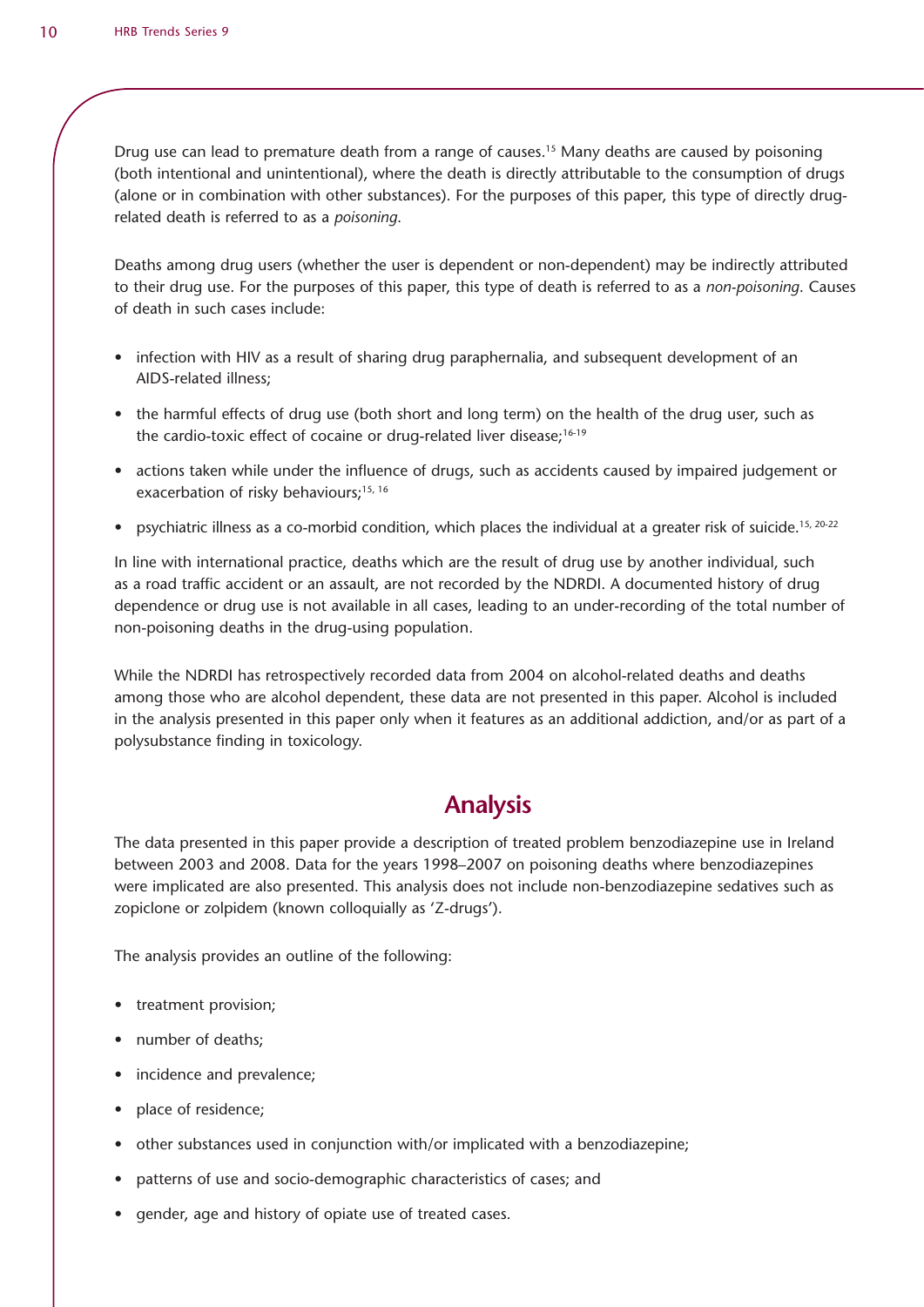Drug use can lead to premature death from a range of causes.[15] Many deaths are caused by poisoning (both intentional and unintentional), where the death is directly attributable to the consumption of drugs (alone or in combination with other substances). For the purposes of this paper, this type of directly drug-related death is referred to as a *poisoning*.

Deaths among drug users (whether the user is dependent or non-dependent) may be indirectly attributed to their drug use. For the purposes of this paper, this type of death is referred to as a *non-poisoning*. Causes of death in such cases include:

- infection with HIV as a result of sharing drug paraphernalia, and subsequent development of an AIDS-related illness;
- the harmful effects of drug use (both short and long term) on the health of the drug user, such as the cardio-toxic effect of cocaine or drug-related liver disease;[16-19]
- actions taken while under the influence of drugs, such as accidents caused by impaired judgement or exacerbation of risky behaviours;[15, 16]
- psychiatric illness as a co-morbid condition, which places the individual at a greater risk of suicide.[15, 20-22]

In line with international practice, deaths which are the result of drug use by another individual, such as a road traffic accident or an assault, are not recorded by the NDRDI. A documented history of drug dependence or drug use is not available in all cases, leading to an under-recording of the total number of non-poisoning deaths in the drug-using population.

While the NDRDI has retrospectively recorded data from 2004 on alcohol-related deaths and deaths among those who are alcohol dependent, these data are not presented in this paper. Alcohol is included in the analysis presented in this paper only when it features as an additional addiction, and/or as part of a polysubstance finding in toxicology.

## Analysis

The data presented in this paper provide a description of treated problem benzodiazepine use in Ireland between 2003 and 2008. Data for the years 1998–2007 on poisoning deaths where benzodiazepines were implicated are also presented. This analysis does not include non-benzodiazepine sedatives such as zopiclone or zolpidem (known colloquially as 'Z-drugs').

The analysis provides an outline of the following:

- treatment provision;
- number of deaths;
- incidence and prevalence;
- place of residence;
- other substances used in conjunction with/or implicated with a benzodiazepine;
- patterns of use and socio-demographic characteristics of cases; and
- gender, age and history of opiate use of treated cases.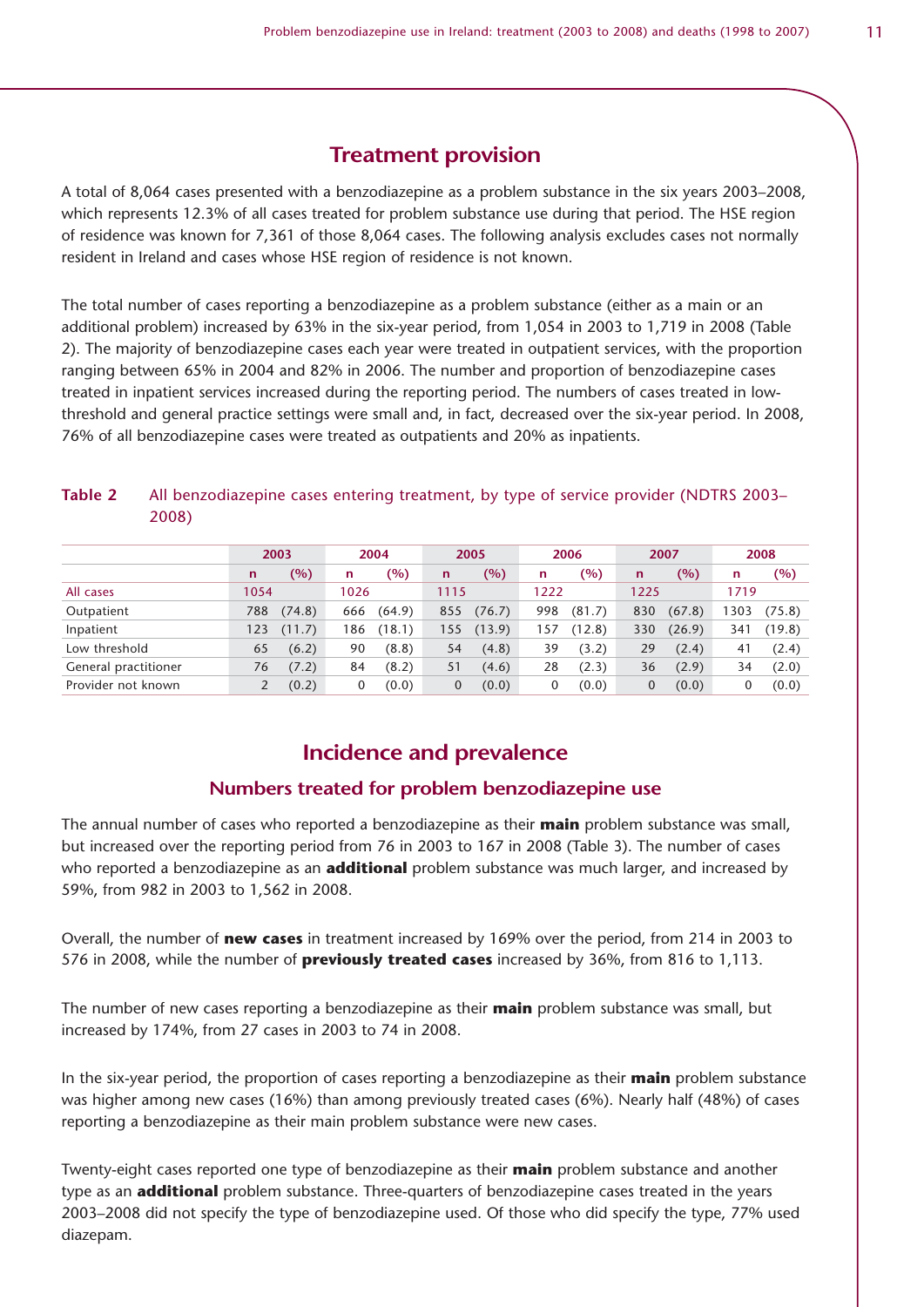## Treatment provision

A total of 8,064 cases presented with a benzodiazepine as a problem substance in the six years 2003–2008, which represents 12.3% of all cases treated for problem substance use during that period. The HSE region of residence was known for 7,361 of those 8,064 cases. The following analysis excludes cases not normally resident in Ireland and cases whose HSE region of residence is not known.

The total number of cases reporting a benzodiazepine as a problem substance (either as a main or an additional problem) increased by 63% in the six-year period, from 1,054 in 2003 to 1,719 in 2008 (Table 2). The majority of benzodiazepine cases each year were treated in outpatient services, with the proportion ranging between 65% in 2004 and 82% in 2006. The number and proportion of benzodiazepine cases treated in inpatient services increased during the reporting period. The numbers of cases treated in low-threshold and general practice settings were small and, in fact, decreased over the six-year period. In 2008, 76% of all benzodiazepine cases were treated as outpatients and 20% as inpatients.

**Table 2** All benzodiazepine cases entering treatment, by type of service provider (NDTRS 2003–2008)

| | 2003 | | 2004 | | 2005 | | 2006 | | 2007 | | 2008 | |
|---|---|---|---|---|---|---|---|---|---|---|---|---|
| | n | (%) | n | (%) | n | (%) | n | (%) | n | (%) | n | (%) |
| All cases | 1054 | | 1026 | | 1115 | | 1222 | | 1225 | | 1719 | |
| Outpatient | 788 | (74.8) | 666 | (64.9) | 855 | (76.7) | 998 | (81.7) | 830 | (67.8) | 1303 | (75.8) |
| Inpatient | 123 | (11.7) | 186 | (18.1) | 155 | (13.9) | 157 | (12.8) | 330 | (26.9) | 341 | (19.8) |
| Low threshold | 65 | (6.2) | 90 | (8.8) | 54 | (4.8) | 39 | (3.2) | 29 | (2.4) | 41 | (2.4) |
| General practitioner | 76 | (7.2) | 84 | (8.2) | 51 | (4.6) | 28 | (2.3) | 36 | (2.9) | 34 | (2.0) |
| Provider not known | 2 | (0.2) | 0 | (0.0) | 0 | (0.0) | 0 | (0.0) | 0 | (0.0) | 0 | (0.0) |

## Incidence and prevalence

### Numbers treated for problem benzodiazepine use

The annual number of cases who reported a benzodiazepine as their **main** problem substance was small, but increased over the reporting period from 76 in 2003 to 167 in 2008 (Table 3). The number of cases who reported a benzodiazepine as an **additional** problem substance was much larger, and increased by 59%, from 982 in 2003 to 1,562 in 2008.

Overall, the number of **new cases** in treatment increased by 169% over the period, from 214 in 2003 to 576 in 2008, while the number of **previously treated cases** increased by 36%, from 816 to 1,113.

The number of new cases reporting a benzodiazepine as their **main** problem substance was small, but increased by 174%, from 27 cases in 2003 to 74 in 2008.

In the six-year period, the proportion of cases reporting a benzodiazepine as their **main** problem substance was higher among new cases (16%) than among previously treated cases (6%). Nearly half (48%) of cases reporting a benzodiazepine as their main problem substance were new cases.

Twenty-eight cases reported one type of benzodiazepine as their **main** problem substance and another type as an **additional** problem substance. Three-quarters of benzodiazepine cases treated in the years 2003–2008 did not specify the type of benzodiazepine used. Of those who did specify the type, 77% used diazepam.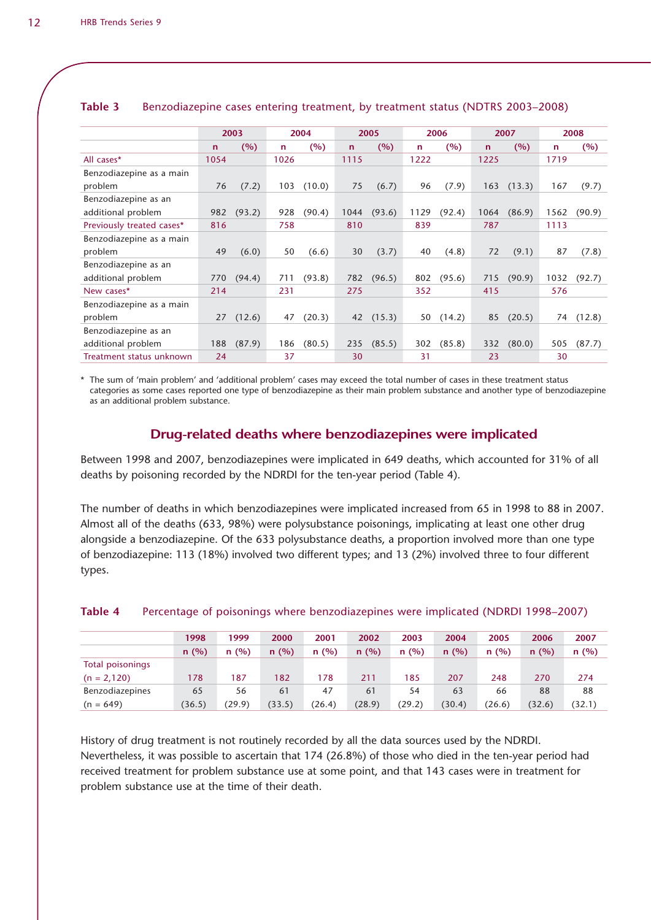**Table 3** Benzodiazepine cases entering treatment, by treatment status (NDTRS 2003–2008)

| | 2003 | | 2004 | | 2005 | | 2006 | | 2007 | | 2008 | |
|---|---|---|---|---|---|---|---|---|---|---|---|---|
| | n | (%) | n | (%) | n | (%) | n | (%) | n | (%) | n | (%) |
| All cases* | 1054 | | 1026 | | 1115 | | 1222 | | 1225 | | 1719 | |
| Benzodiazepine as a main problem | 76 | (7.2) | 103 | (10.0) | 75 | (6.7) | 96 | (7.9) | 163 | (13.3) | 167 | (9.7) |
| Benzodiazepine as an additional problem | 982 | (93.2) | 928 | (90.4) | 1044 | (93.6) | 1129 | (92.4) | 1064 | (86.9) | 1562 | (90.9) |
| Previously treated cases* | 816 | | 758 | | 810 | | 839 | | 787 | | 1113 | |
| Benzodiazepine as a main problem | 49 | (6.0) | 50 | (6.6) | 30 | (3.7) | 40 | (4.8) | 72 | (9.1) | 87 | (7.8) |
| Benzodiazepine as an additional problem | 770 | (94.4) | 711 | (93.8) | 782 | (96.5) | 802 | (95.6) | 715 | (90.9) | 1032 | (92.7) |
| New cases* | 214 | | 231 | | 275 | | 352 | | 415 | | 576 | |
| Benzodiazepine as a main problem | 27 | (12.6) | 47 | (20.3) | 42 | (15.3) | 50 | (14.2) | 85 | (20.5) | 74 | (12.8) |
| Benzodiazepine as an additional problem | 188 | (87.9) | 186 | (80.5) | 235 | (85.5) | 302 | (85.8) | 332 | (80.0) | 505 | (87.7) |
| Treatment status unknown | 24 | | 37 | | 30 | | 31 | | 23 | | 30 | |

\* The sum of 'main problem' and 'additional problem' cases may exceed the total number of cases in these treatment status categories as some cases reported one type of benzodiazepine as their main problem substance and another type of benzodiazepine as an additional problem substance.

## Drug-related deaths where benzodiazepines were implicated

Between 1998 and 2007, benzodiazepines were implicated in 649 deaths, which accounted for 31% of all deaths by poisoning recorded by the NDRDI for the ten-year period (Table 4).

The number of deaths in which benzodiazepines were implicated increased from 65 in 1998 to 88 in 2007. Almost all of the deaths (633, 98%) were polysubstance poisonings, implicating at least one other drug alongside a benzodiazepine. Of the 633 polysubstance deaths, a proportion involved more than one type of benzodiazepine: 113 (18%) involved two different types; and 13 (2%) involved three to four different types.

**Table 4** Percentage of poisonings where benzodiazepines were implicated (NDRDI 1998–2007)

| | 1998 | 1999 | 2000 | 2001 | 2002 | 2003 | 2004 | 2005 | 2006 | 2007 |
|---|---|---|---|---|---|---|---|---|---|---|
| | n (%) | n (%) | n (%) | n (%) | n (%) | n (%) | n (%) | n (%) | n (%) | n (%) |
| Total poisonings (n = 2,120) | 178 | 187 | 182 | 178 | 211 | 185 | 207 | 248 | 270 | 274 |
| Benzodiazepines (n = 649) | 65 (36.5) | 56 (29.9) | 61 (33.5) | 47 (26.4) | 61 (28.9) | 54 (29.2) | 63 (30.4) | 66 (26.6) | 88 (32.6) | 88 (32.1) |

History of drug treatment is not routinely recorded by all the data sources used by the NDRDI. Nevertheless, it was possible to ascertain that 174 (26.8%) of those who died in the ten-year period had received treatment for problem substance use at some point, and that 143 cases were in treatment for problem substance use at the time of their death.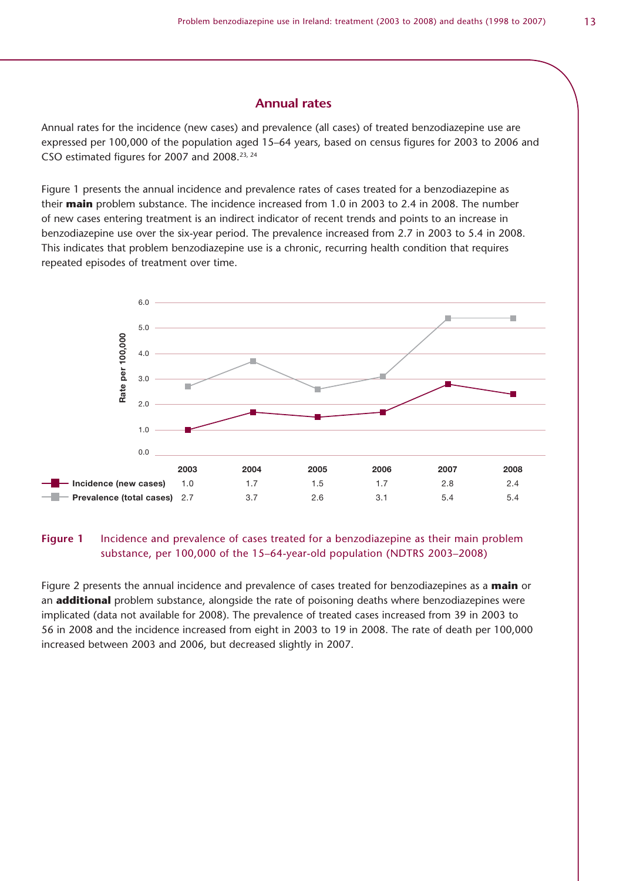## Annual rates

Annual rates for the incidence (new cases) and prevalence (all cases) of treated benzodiazepine use are expressed per 100,000 of the population aged 15–64 years, based on census figures for 2003 to 2006 and CSO estimated figures for 2007 and 2008.[23, 24]

Figure 1 presents the annual incidence and prevalence rates of cases treated for a benzodiazepine as their **main** problem substance. The incidence increased from 1.0 in 2003 to 2.4 in 2008. The number of new cases entering treatment is an indirect indicator of recent trends and points to an increase in benzodiazepine use over the six-year period. The prevalence increased from 2.7 in 2003 to 5.4 in 2008. This indicates that problem benzodiazepine use is a chronic, recurring health condition that requires repeated episodes of treatment over time.

| | 2003 | 2004 | 2005 | 2006 | 2007 | 2008 |
|---|---|---|---|---|---|---|
| Incidence (new cases) | 1.0 | 1.7 | 1.5 | 1.7 | 2.8 | 2.4 |
| Prevalence (total cases) | 2.7 | 3.7 | 2.6 | 3.1 | 5.4 | 5.4 |

**Figure 1** Incidence and prevalence of cases treated for a benzodiazepine as their main problem substance, per 100,000 of the 15–64-year-old population (NDTRS 2003–2008)

Figure 2 presents the annual incidence and prevalence of cases treated for benzodiazepines as a **main** or an **additional** problem substance, alongside the rate of poisoning deaths where benzodiazepines were implicated (data not available for 2008). The prevalence of treated cases increased from 39 in 2003 to 56 in 2008 and the incidence increased from eight in 2003 to 19 in 2008. The rate of death per 100,000 increased between 2003 and 2006, but decreased slightly in 2007.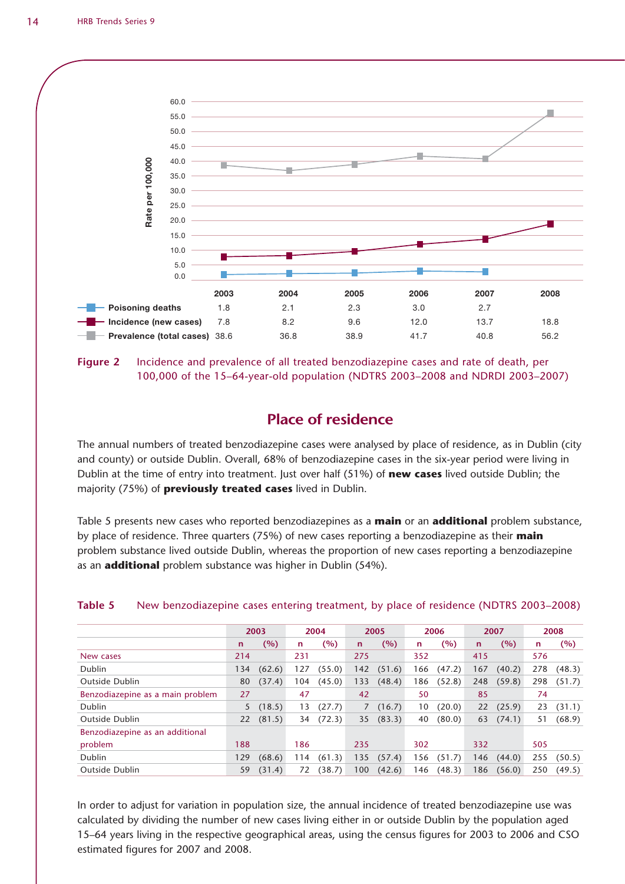| | 2003 | 2004 | 2005 | 2006 | 2007 | 2008 |
|---|---|---|---|---|---|---|
| Poisoning deaths | 1.8 | 2.1 | 2.3 | 3.0 | 2.7 | |
| Incidence (new cases) | 7.8 | 8.2 | 9.6 | 12.0 | 13.7 | 18.8 |
| Prevalence (total cases) | 38.6 | 36.8 | 38.9 | 41.7 | 40.8 | 56.2 |

**Figure 2** Incidence and prevalence of all treated benzodiazepine cases and rate of death, per 100,000 of the 15–64-year-old population (NDTRS 2003–2008 and NDRDI 2003–2007)

## Place of residence

The annual numbers of treated benzodiazepine cases were analysed by place of residence, as in Dublin (city and county) or outside Dublin. Overall, 68% of benzodiazepine cases in the six-year period were living in Dublin at the time of entry into treatment. Just over half (51%) of **new cases** lived outside Dublin; the majority (75%) of **previously treated cases** lived in Dublin.

Table 5 presents new cases who reported benzodiazepines as a **main** or an **additional** problem substance, by place of residence. Three quarters (75%) of new cases reporting a benzodiazepine as their **main** problem substance lived outside Dublin, whereas the proportion of new cases reporting a benzodiazepine as an **additional** problem substance was higher in Dublin (54%).

**Table 5** New benzodiazepine cases entering treatment, by place of residence (NDTRS 2003–2008)

| | 2003 | | 2004 | | 2005 | | 2006 | | 2007 | | 2008 | |
|---|---|---|---|---|---|---|---|---|---|---|---|---|
| | n | (%) | n | (%) | n | (%) | n | (%) | n | (%) | n | (%) |
| New cases | 214 | | 231 | | 275 | | 352 | | 415 | | 576 | |
| Dublin | 134 | (62.6) | 127 | (55.0) | 142 | (51.6) | 166 | (47.2) | 167 | (40.2) | 278 | (48.3) |
| Outside Dublin | 80 | (37.4) | 104 | (45.0) | 133 | (48.4) | 186 | (52.8) | 248 | (59.8) | 298 | (51.7) |
| Benzodiazepine as a main problem | 27 | | 47 | | 42 | | 50 | | 85 | | 74 | |
| Dublin | 5 | (18.5) | 13 | (27.7) | 7 | (16.7) | 10 | (20.0) | 22 | (25.9) | 23 | (31.1) |
| Outside Dublin | 22 | (81.5) | 34 | (72.3) | 35 | (83.3) | 40 | (80.0) | 63 | (74.1) | 51 | (68.9) |
| Benzodiazepine as an additional problem | 188 | | 186 | | 235 | | 302 | | 332 | | 505 | |
| Dublin | 129 | (68.6) | 114 | (61.3) | 135 | (57.4) | 156 | (51.7) | 146 | (44.0) | 255 | (50.5) |
| Outside Dublin | 59 | (31.4) | 72 | (38.7) | 100 | (42.6) | 146 | (48.3) | 186 | (56.0) | 250 | (49.5) |

In order to adjust for variation in population size, the annual incidence of treated benzodiazepine use was calculated by dividing the number of new cases living either in or outside Dublin by the population aged 15–64 years living in the respective geographical areas, using the census figures for 2003 to 2006 and CSO estimated figures for 2007 and 2008.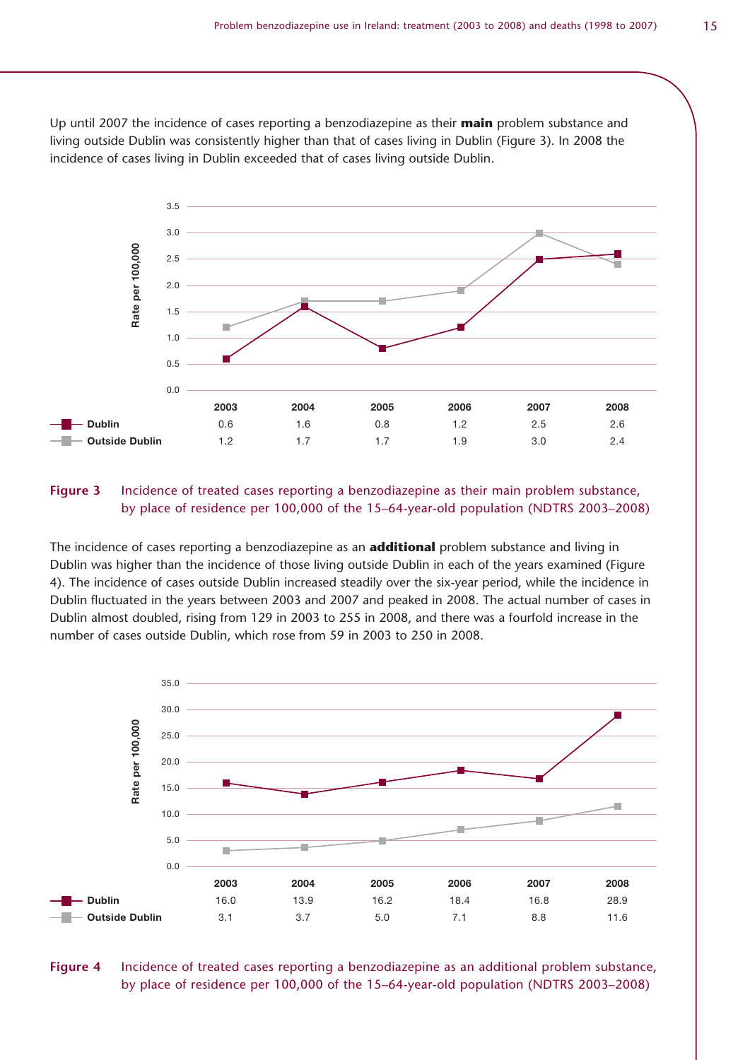Up until 2007 the incidence of cases reporting a benzodiazepine as their **main** problem substance and living outside Dublin was consistently higher than that of cases living in Dublin (Figure 3). In 2008 the incidence of cases living in Dublin exceeded that of cases living outside Dublin.

| | 2003 | 2004 | 2005 | 2006 | 2007 | 2008 |
|---|---|---|---|---|---|---|
| Dublin | 0.6 | 1.6 | 0.8 | 1.2 | 2.5 | 2.6 |
| Outside Dublin | 1.2 | 1.7 | 1.7 | 1.9 | 3.0 | 2.4 |

**Figure 3** Incidence of treated cases reporting a benzodiazepine as their main problem substance, by place of residence per 100,000 of the 15–64-year-old population (NDTRS 2003–2008)

The incidence of cases reporting a benzodiazepine as an **additional** problem substance and living in Dublin was higher than the incidence of those living outside Dublin in each of the years examined (Figure 4). The incidence of cases outside Dublin increased steadily over the six-year period, while the incidence in Dublin fluctuated in the years between 2003 and 2007 and peaked in 2008. The actual number of cases in Dublin almost doubled, rising from 129 in 2003 to 255 in 2008, and there was a fourfold increase in the number of cases outside Dublin, which rose from 59 in 2003 to 250 in 2008.

| | 2003 | 2004 | 2005 | 2006 | 2007 | 2008 |
|---|---|---|---|---|---|---|
| Dublin | 16.0 | 13.9 | 16.2 | 18.4 | 16.8 | 28.9 |
| Outside Dublin | 3.1 | 3.7 | 5.0 | 7.1 | 8.8 | 11.6 |

**Figure 4** Incidence of treated cases reporting a benzodiazepine as an additional problem substance, by place of residence per 100,000 of the 15–64-year-old population (NDTRS 2003–2008)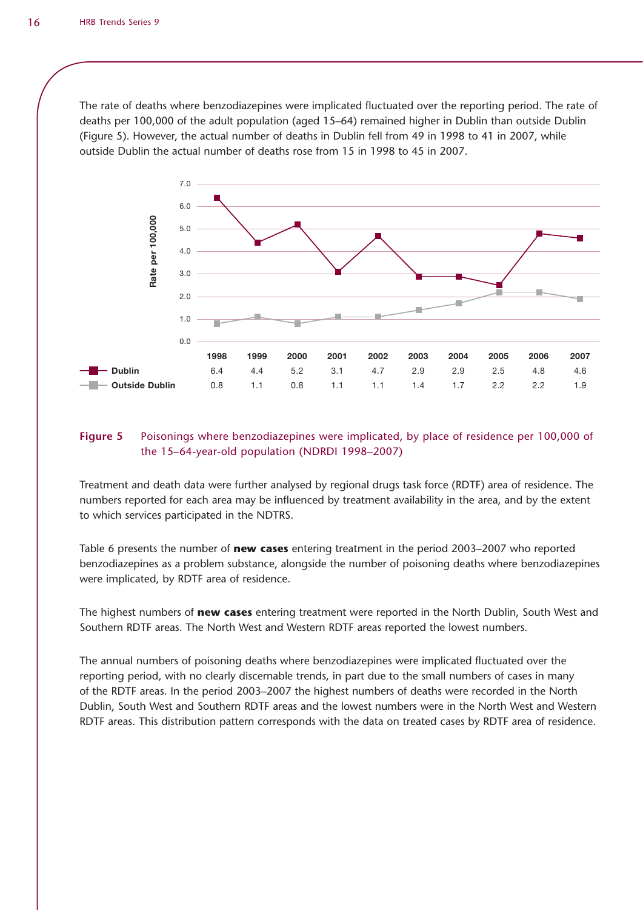The rate of deaths where benzodiazepines were implicated fluctuated over the reporting period. The rate of deaths per 100,000 of the adult population (aged 15–64) remained higher in Dublin than outside Dublin (Figure 5). However, the actual number of deaths in Dublin fell from 49 in 1998 to 41 in 2007, while outside Dublin the actual number of deaths rose from 15 in 1998 to 45 in 2007.

| | 1998 | 1999 | 2000 | 2001 | 2002 | 2003 | 2004 | 2005 | 2006 | 2007 |
|---|---|---|---|---|---|---|---|---|---|---|
| Dublin | 6.4 | 4.4 | 5.2 | 3.1 | 4.7 | 2.9 | 2.9 | 2.5 | 4.8 | 4.6 |
| Outside Dublin | 0.8 | 1.1 | 0.8 | 1.1 | 1.1 | 1.4 | 1.7 | 2.2 | 2.2 | 1.9 |

**Figure 5** Poisonings where benzodiazepines were implicated, by place of residence per 100,000 of the 15–64-year-old population (NDRDI 1998–2007)

Treatment and death data were further analysed by regional drugs task force (RDTF) area of residence. The numbers reported for each area may be influenced by treatment availability in the area, and by the extent to which services participated in the NDTRS.

Table 6 presents the number of **new cases** entering treatment in the period 2003–2007 who reported benzodiazepines as a problem substance, alongside the number of poisoning deaths where benzodiazepines were implicated, by RDTF area of residence.

The highest numbers of **new cases** entering treatment were reported in the North Dublin, South West and Southern RDTF areas. The North West and Western RDTF areas reported the lowest numbers.

The annual numbers of poisoning deaths where benzodiazepines were implicated fluctuated over the reporting period, with no clearly discernable trends, in part due to the small numbers of cases in many of the RDTF areas. In the period 2003–2007 the highest numbers of deaths were recorded in the North Dublin, South West and Southern RDTF areas and the lowest numbers were in the North West and Western RDTF areas. This distribution pattern corresponds with the data on treated cases by RDTF area of residence.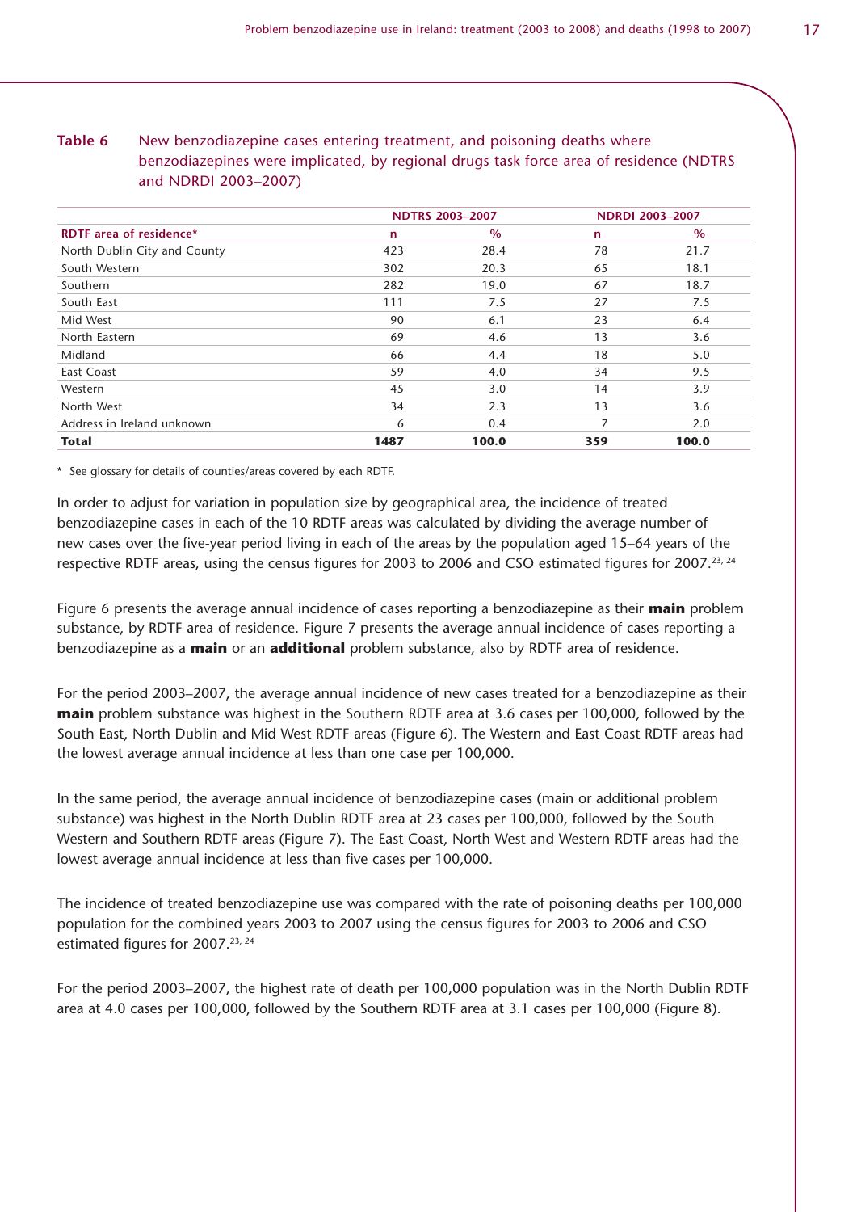**Table 6** New benzodiazepine cases entering treatment, and poisoning deaths where benzodiazepines were implicated, by regional drugs task force area of residence (NDTRS and NDRDI 2003–2007)

| | NDTRS 2003–2007 | | NDRDI 2003–2007 | |
|---|---|---|---|---|
| **RDTF area of residence*** | **n** | **%** | **n** | **%** |
| North Dublin City and County | 423 | 28.4 | 78 | 21.7 |
| South Western | 302 | 20.3 | 65 | 18.1 |
| Southern | 282 | 19.0 | 67 | 18.7 |
| South East | 111 | 7.5 | 27 | 7.5 |
| Mid West | 90 | 6.1 | 23 | 6.4 |
| North Eastern | 69 | 4.6 | 13 | 3.6 |
| Midland | 66 | 4.4 | 18 | 5.0 |
| East Coast | 59 | 4.0 | 34 | 9.5 |
| Western | 45 | 3.0 | 14 | 3.9 |
| North West | 34 | 2.3 | 13 | 3.6 |
| Address in Ireland unknown | 6 | 0.4 | 7 | 2.0 |
| **Total** | **1487** | **100.0** | **359** | **100.0** |

\* See glossary for details of counties/areas covered by each RDTF.

In order to adjust for variation in population size by geographical area, the incidence of treated benzodiazepine cases in each of the 10 RDTF areas was calculated by dividing the average number of new cases over the five-year period living in each of the areas by the population aged 15–64 years of the respective RDTF areas, using the census figures for 2003 to 2006 and CSO estimated figures for 2007.[23, 24]

Figure 6 presents the average annual incidence of cases reporting a benzodiazepine as their **main** problem substance, by RDTF area of residence. Figure 7 presents the average annual incidence of cases reporting a benzodiazepine as a **main** or an **additional** problem substance, also by RDTF area of residence.

For the period 2003–2007, the average annual incidence of new cases treated for a benzodiazepine as their **main** problem substance was highest in the Southern RDTF area at 3.6 cases per 100,000, followed by the South East, North Dublin and Mid West RDTF areas (Figure 6). The Western and East Coast RDTF areas had the lowest average annual incidence at less than one case per 100,000.

In the same period, the average annual incidence of benzodiazepine cases (main or additional problem substance) was highest in the North Dublin RDTF area at 23 cases per 100,000, followed by the South Western and Southern RDTF areas (Figure 7). The East Coast, North West and Western RDTF areas had the lowest average annual incidence at less than five cases per 100,000.

The incidence of treated benzodiazepine use was compared with the rate of poisoning deaths per 100,000 population for the combined years 2003 to 2007 using the census figures for 2003 to 2006 and CSO estimated figures for 2007.[23, 24]

For the period 2003–2007, the highest rate of death per 100,000 population was in the North Dublin RDTF area at 4.0 cases per 100,000, followed by the Southern RDTF area at 3.1 cases per 100,000 (Figure 8).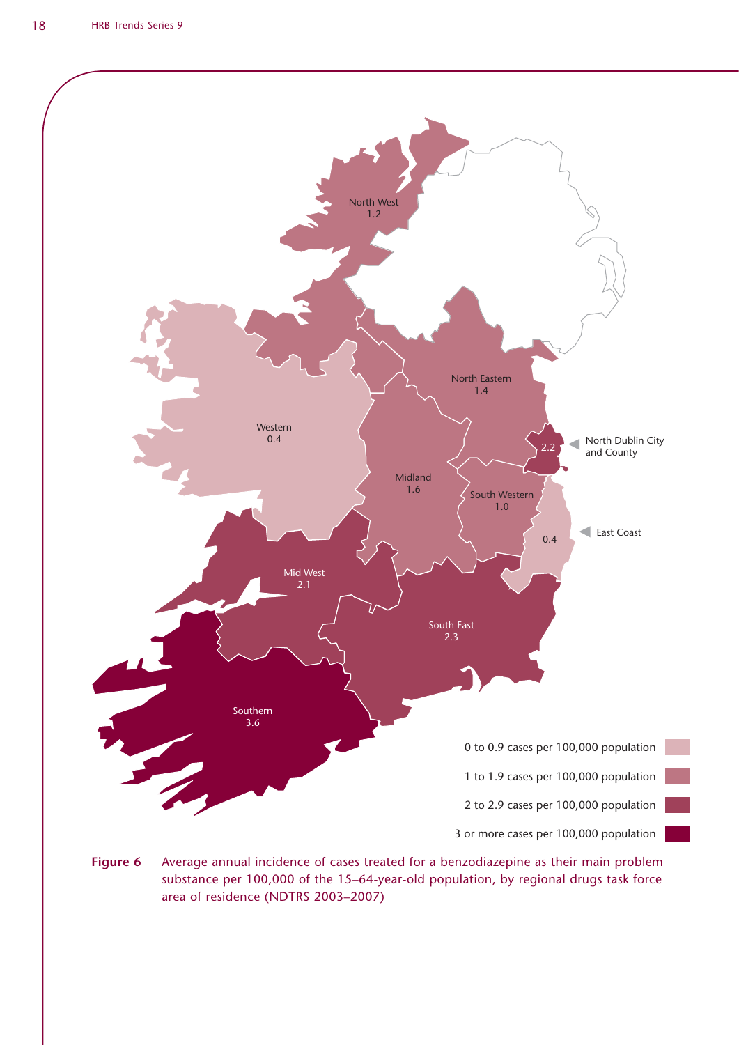North West
1.2

North Eastern
1.4

North Dublin City and County
2.2

Western
0.4

Midland
1.6

South Western
1.0

East Coast
0.4

Mid West
2.1

South East
2.3

Southern
3.6

0 to 0.9 cases per 100,000 population

1 to 1.9 cases per 100,000 population

2 to 2.9 cases per 100,000 population

3 or more cases per 100,000 population

**Figure 6** Average annual incidence of cases treated for a benzodiazepine as their main problem substance per 100,000 of the 15–64-year-old population, by regional drugs task force area of residence (NDTRS 2003–2007)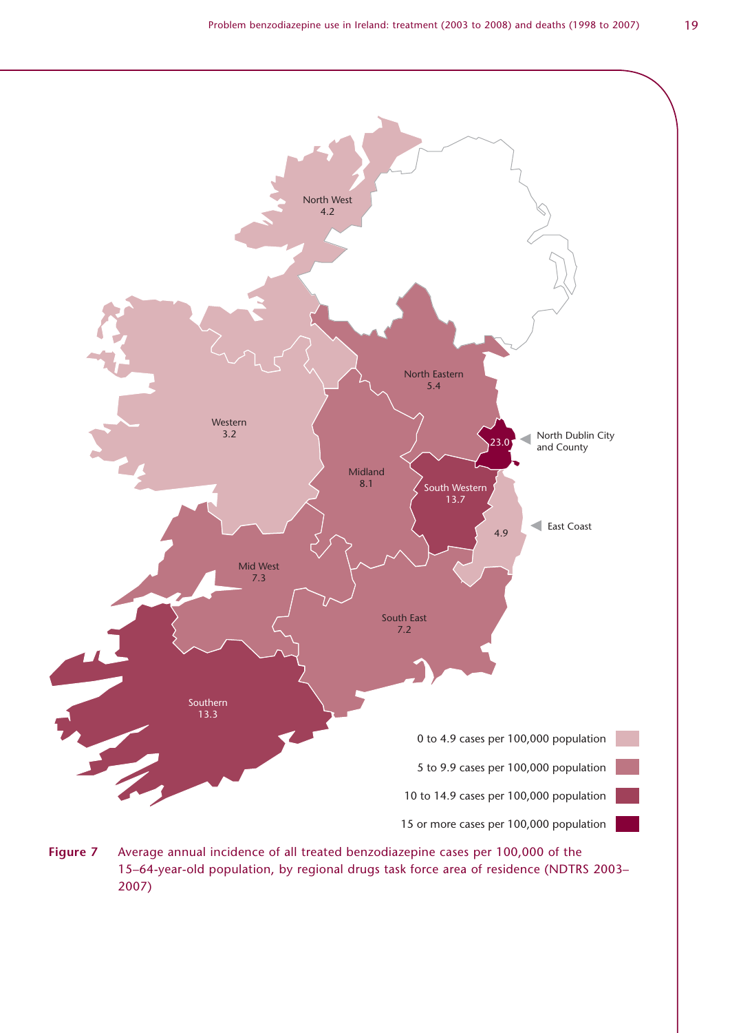**Figure 7** Average annual incidence of all treated benzodiazepine cases per 100,000 of the 15–64-year-old population, by regional drugs task force area of residence (NDTRS 2003–2007)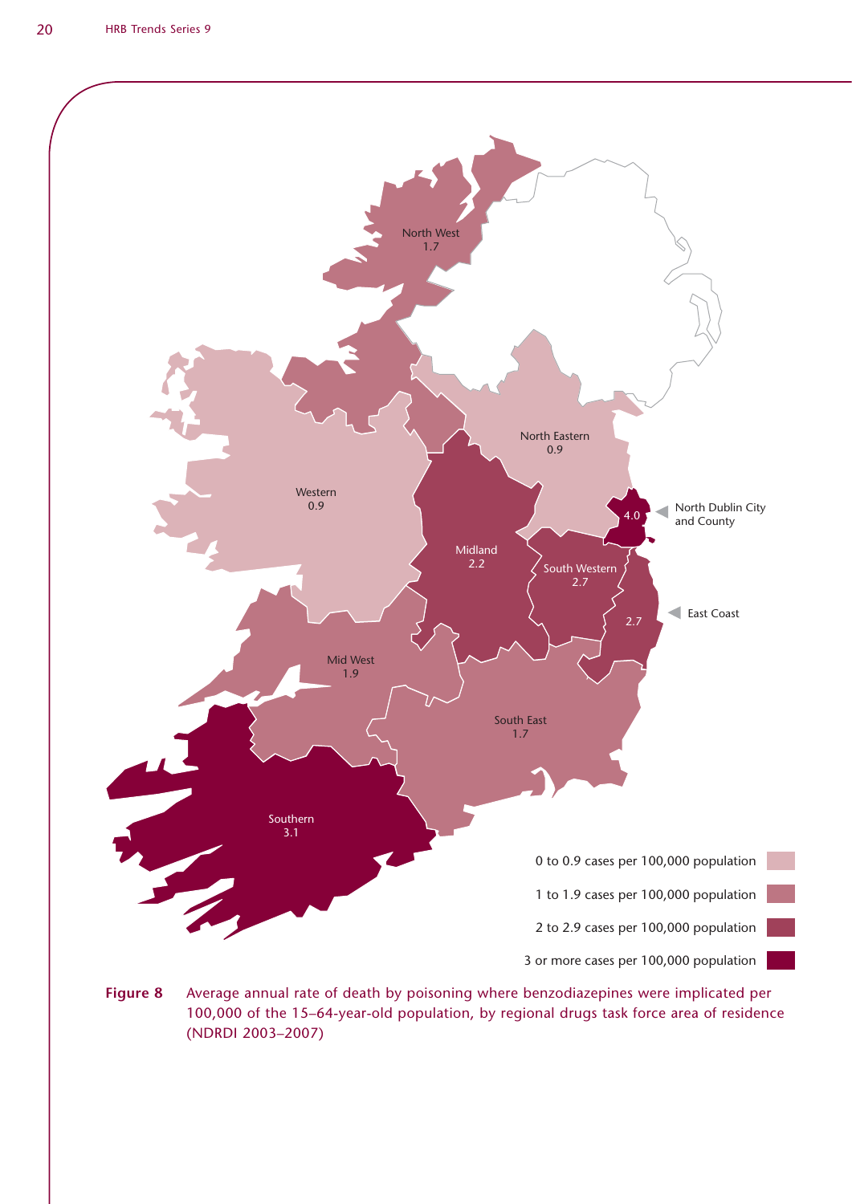North West
1.7

Western
0.9

North Eastern
0.9

North Dublin City and County
4.0

Midland
2.2

South Western
2.7

East Coast
2.7

Mid West
1.9

South East
1.7

Southern
3.1

0 to 0.9 cases per 100,000 population

1 to 1.9 cases per 100,000 population

2 to 2.9 cases per 100,000 population

3 or more cases per 100,000 population

**Figure 8** Average annual rate of death by poisoning where benzodiazepines were implicated per 100,000 of the 15–64-year-old population, by regional drugs task force area of residence (NDRDI 2003–2007)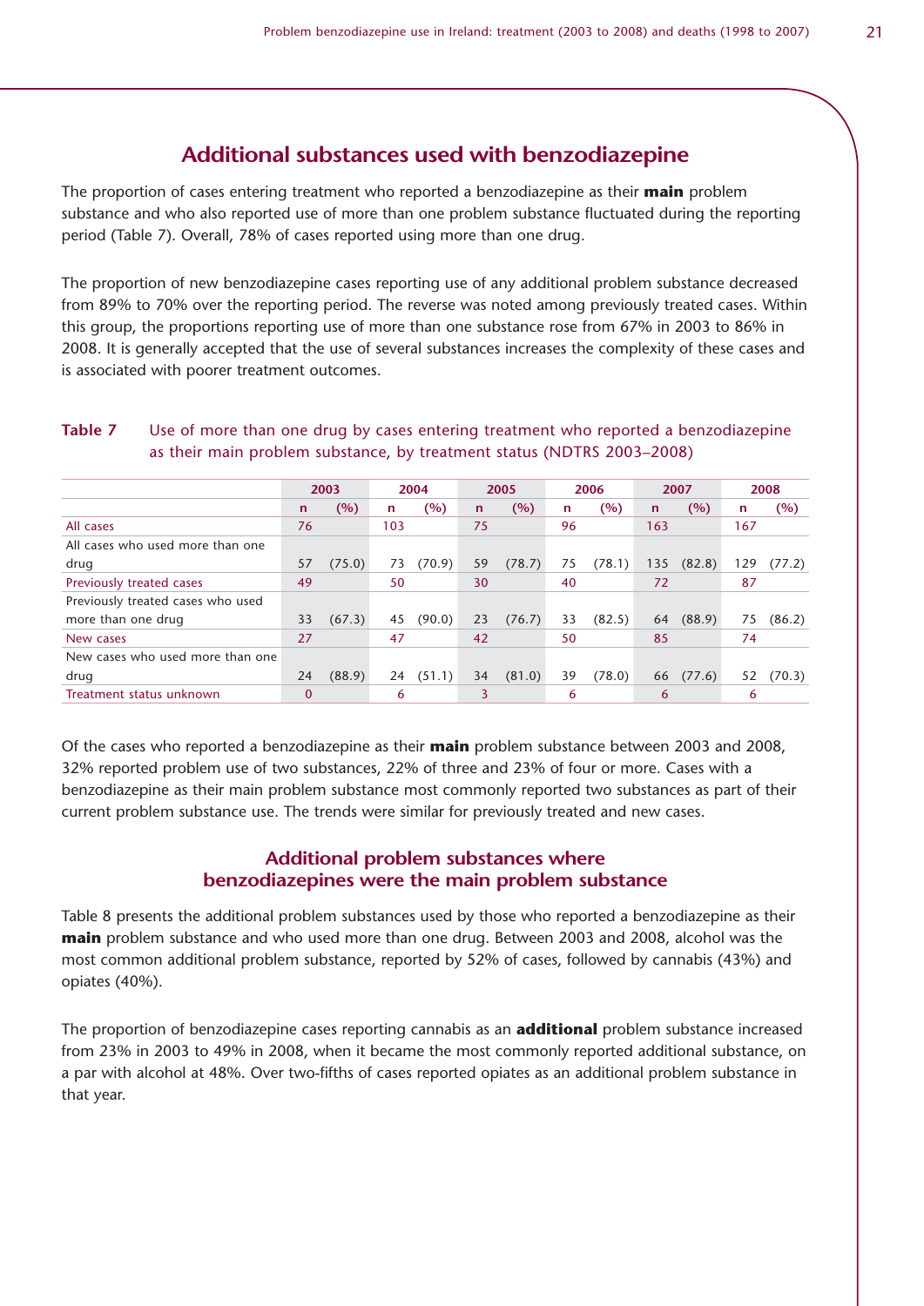## Additional substances used with benzodiazepine

The proportion of cases entering treatment who reported a benzodiazepine as their **main** problem substance and who also reported use of more than one problem substance fluctuated during the reporting period (Table 7). Overall, 78% of cases reported using more than one drug.

The proportion of new benzodiazepine cases reporting use of any additional problem substance decreased from 89% to 70% over the reporting period. The reverse was noted among previously treated cases. Within this group, the proportions reporting use of more than one substance rose from 67% in 2003 to 86% in 2008. It is generally accepted that the use of several substances increases the complexity of these cases and is associated with poorer treatment outcomes.

**Table 7** Use of more than one drug by cases entering treatment who reported a benzodiazepine as their main problem substance, by treatment status (NDTRS 2003–2008)

| | 2003 | | 2004 | | 2005 | | 2006 | | 2007 | | 2008 | |
|---|---|---|---|---|---|---|---|---|---|---|---|---|
| | n | (%) | n | (%) | n | (%) | n | (%) | n | (%) | n | (%) |
| All cases | 76 | | 103 | | 75 | | 96 | | 163 | | 167 | |
| All cases who used more than one drug | 57 | (75.0) | 73 | (70.9) | 59 | (78.7) | 75 | (78.1) | 135 | (82.8) | 129 | (77.2) |
| Previously treated cases | 49 | | 50 | | 30 | | 40 | | 72 | | 87 | |
| Previously treated cases who used more than one drug | 33 | (67.3) | 45 | (90.0) | 23 | (76.7) | 33 | (82.5) | 64 | (88.9) | 75 | (86.2) |
| New cases | 27 | | 47 | | 42 | | 50 | | 85 | | 74 | |
| New cases who used more than one drug | 24 | (88.9) | 24 | (51.1) | 34 | (81.0) | 39 | (78.0) | 66 | (77.6) | 52 | (70.3) |
| Treatment status unknown | 0 | | 6 | | 3 | | 6 | | 6 | | 6 | |

Of the cases who reported a benzodiazepine as their **main** problem substance between 2003 and 2008, 32% reported problem use of two substances, 22% of three and 23% of four or more. Cases with a benzodiazepine as their main problem substance most commonly reported two substances as part of their current problem substance use. The trends were similar for previously treated and new cases.

### Additional problem substances where benzodiazepines were the main problem substance

Table 8 presents the additional problem substances used by those who reported a benzodiazepine as their **main** problem substance and who used more than one drug. Between 2003 and 2008, alcohol was the most common additional problem substance, reported by 52% of cases, followed by cannabis (43%) and opiates (40%).

The proportion of benzodiazepine cases reporting cannabis as an **additional** problem substance increased from 23% in 2003 to 49% in 2008, when it became the most commonly reported additional substance, on a par with alcohol at 48%. Over two-fifths of cases reported opiates as an additional problem substance in that year.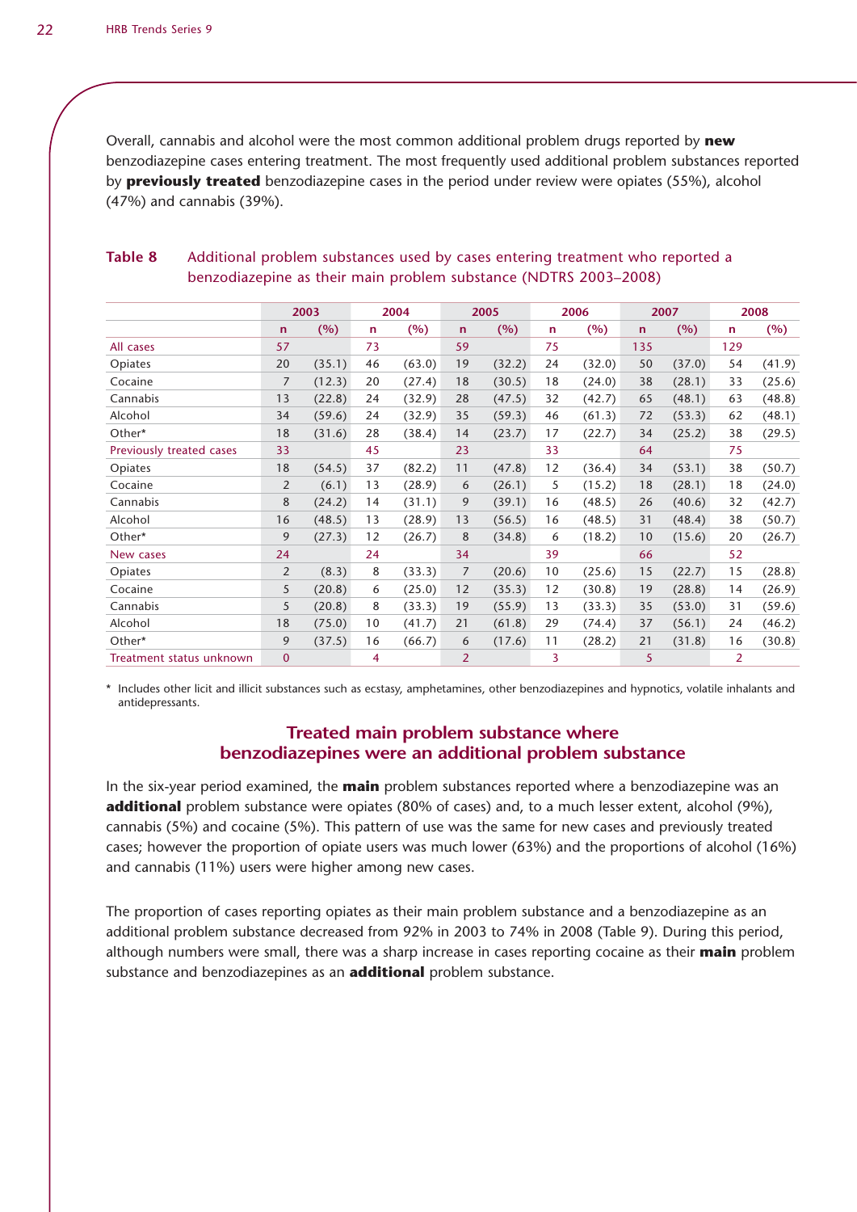Overall, cannabis and alcohol were the most common additional problem drugs reported by **new** benzodiazepine cases entering treatment. The most frequently used additional problem substances reported by **previously treated** benzodiazepine cases in the period under review were opiates (55%), alcohol (47%) and cannabis (39%).

**Table 8** Additional problem substances used by cases entering treatment who reported a benzodiazepine as their main problem substance (NDTRS 2003–2008)

| | 2003 | | 2004 | | 2005 | | 2006 | | 2007 | | 2008 | |
|---|---|---|---|---|---|---|---|---|---|---|---|---|
| | n | (%) | n | (%) | n | (%) | n | (%) | n | (%) | n | (%) |
| All cases | 57 | | 73 | | 59 | | 75 | | 135 | | 129 | |
| Opiates | 20 | (35.1) | 46 | (63.0) | 19 | (32.2) | 24 | (32.0) | 50 | (37.0) | 54 | (41.9) |
| Cocaine | 7 | (12.3) | 20 | (27.4) | 18 | (30.5) | 18 | (24.0) | 38 | (28.1) | 33 | (25.6) |
| Cannabis | 13 | (22.8) | 24 | (32.9) | 28 | (47.5) | 32 | (42.7) | 65 | (48.1) | 63 | (48.8) |
| Alcohol | 34 | (59.6) | 24 | (32.9) | 35 | (59.3) | 46 | (61.3) | 72 | (53.3) | 62 | (48.1) |
| Other* | 18 | (31.6) | 28 | (38.4) | 14 | (23.7) | 17 | (22.7) | 34 | (25.2) | 38 | (29.5) |
| Previously treated cases | 33 | | 45 | | 23 | | 33 | | 64 | | 75 | |
| Opiates | 18 | (54.5) | 37 | (82.2) | 11 | (47.8) | 12 | (36.4) | 34 | (53.1) | 38 | (50.7) |
| Cocaine | 2 | (6.1) | 13 | (28.9) | 6 | (26.1) | 5 | (15.2) | 18 | (28.1) | 18 | (24.0) |
| Cannabis | 8 | (24.2) | 14 | (31.1) | 9 | (39.1) | 16 | (48.5) | 26 | (40.6) | 32 | (42.7) |
| Alcohol | 16 | (48.5) | 13 | (28.9) | 13 | (56.5) | 16 | (48.5) | 31 | (48.4) | 38 | (50.7) |
| Other* | 9 | (27.3) | 12 | (26.7) | 8 | (34.8) | 6 | (18.2) | 10 | (15.6) | 20 | (26.7) |
| New cases | 24 | | 24 | | 34 | | 39 | | 66 | | 52 | |
| Opiates | 2 | (8.3) | 8 | (33.3) | 7 | (20.6) | 10 | (25.6) | 15 | (22.7) | 15 | (28.8) |
| Cocaine | 5 | (20.8) | 6 | (25.0) | 12 | (35.3) | 12 | (30.8) | 19 | (28.8) | 14 | (26.9) |
| Cannabis | 5 | (20.8) | 8 | (33.3) | 19 | (55.9) | 13 | (33.3) | 35 | (53.0) | 31 | (59.6) |
| Alcohol | 18 | (75.0) | 10 | (41.7) | 21 | (61.8) | 29 | (74.4) | 37 | (56.1) | 24 | (46.2) |
| Other* | 9 | (37.5) | 16 | (66.7) | 6 | (17.6) | 11 | (28.2) | 21 | (31.8) | 16 | (30.8) |
| Treatment status unknown | 0 | | 4 | | 2 | | 3 | | 5 | | 2 | |

\* Includes other licit and illicit substances such as ecstasy, amphetamines, other benzodiazepines and hypnotics, volatile inhalants and antidepressants.

## Treated main problem substance where benzodiazepines were an additional problem substance

In the six-year period examined, the **main** problem substances reported where a benzodiazepine was an **additional** problem substance were opiates (80% of cases) and, to a much lesser extent, alcohol (9%), cannabis (5%) and cocaine (5%). This pattern of use was the same for new cases and previously treated cases; however the proportion of opiate users was much lower (63%) and the proportions of alcohol (16%) and cannabis (11%) users were higher among new cases.

The proportion of cases reporting opiates as their main problem substance and a benzodiazepine as an additional problem substance decreased from 92% in 2003 to 74% in 2008 (Table 9). During this period, although numbers were small, there was a sharp increase in cases reporting cocaine as their **main** problem substance and benzodiazepines as an **additional** problem substance.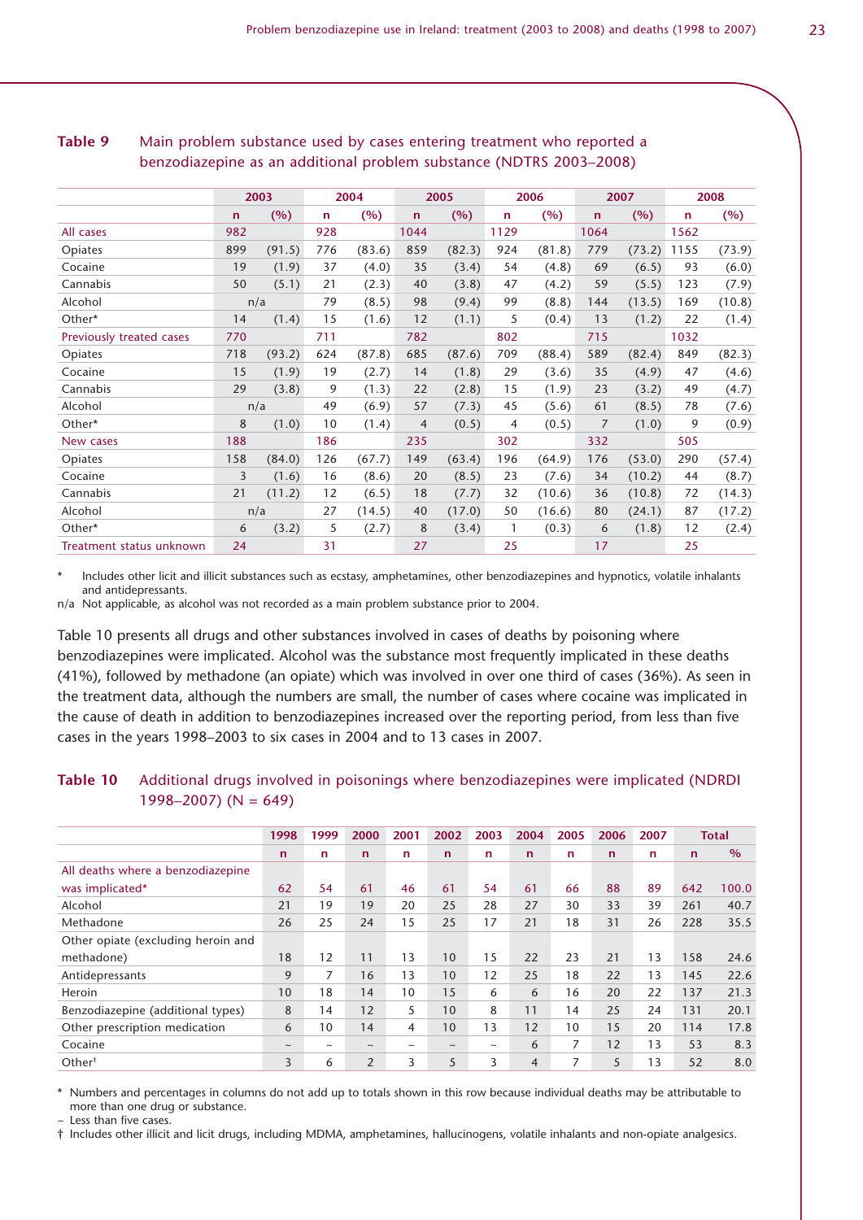**Table 9** Main problem substance used by cases entering treatment who reported a benzodiazepine as an additional problem substance (NDTRS 2003–2008)

| | 2003 | | 2004 | | 2005 | | 2006 | | 2007 | | 2008 | |
|---|---|---|---|---|---|---|---|---|---|---|---|---|
| | n | (%) | n | (%) | n | (%) | n | (%) | n | (%) | n | (%) |
| All cases | 982 | | 928 | | 1044 | | 1129 | | 1064 | | 1562 | |
| Opiates | 899 | (91.5) | 776 | (83.6) | 859 | (82.3) | 924 | (81.8) | 779 | (73.2) | 1155 | (73.9) |
| Cocaine | 19 | (1.9) | 37 | (4.0) | 35 | (3.4) | 54 | (4.8) | 69 | (6.5) | 93 | (6.0) |
| Cannabis | 50 | (5.1) | 21 | (2.3) | 40 | (3.8) | 47 | (4.2) | 59 | (5.5) | 123 | (7.9) |
| Alcohol | n/a | | 79 | (8.5) | 98 | (9.4) | 99 | (8.8) | 144 | (13.5) | 169 | (10.8) |
| Other* | 14 | (1.4) | 15 | (1.6) | 12 | (1.1) | 5 | (0.4) | 13 | (1.2) | 22 | (1.4) |
| Previously treated cases | 770 | | 711 | | 782 | | 802 | | 715 | | 1032 | |
| Opiates | 718 | (93.2) | 624 | (87.8) | 685 | (87.6) | 709 | (88.4) | 589 | (82.4) | 849 | (82.3) |
| Cocaine | 15 | (1.9) | 19 | (2.7) | 14 | (1.8) | 29 | (3.6) | 35 | (4.9) | 47 | (4.6) |
| Cannabis | 29 | (3.8) | 9 | (1.3) | 22 | (2.8) | 15 | (1.9) | 23 | (3.2) | 49 | (4.7) |
| Alcohol | n/a | | 49 | (6.9) | 57 | (7.3) | 45 | (5.6) | 61 | (8.5) | 78 | (7.6) |
| Other* | 8 | (1.0) | 10 | (1.4) | 4 | (0.5) | 4 | (0.5) | 7 | (1.0) | 9 | (0.9) |
| New cases | 188 | | 186 | | 235 | | 302 | | 332 | | 505 | |
| Opiates | 158 | (84.0) | 126 | (67.7) | 149 | (63.4) | 196 | (64.9) | 176 | (53.0) | 290 | (57.4) |
| Cocaine | 3 | (1.6) | 16 | (8.6) | 20 | (8.5) | 23 | (7.6) | 34 | (10.2) | 44 | (8.7) |
| Cannabis | 21 | (11.2) | 12 | (6.5) | 18 | (7.7) | 32 | (10.6) | 36 | (10.8) | 72 | (14.3) |
| Alcohol | n/a | | 27 | (14.5) | 40 | (17.0) | 50 | (16.6) | 80 | (24.1) | 87 | (17.2) |
| Other* | 6 | (3.2) | 5 | (2.7) | 8 | (3.4) | 1 | (0.3) | 6 | (1.8) | 12 | (2.4) |
| Treatment status unknown | 24 | | 31 | | 27 | | 25 | | 17 | | 25 | |

\* Includes other licit and illicit substances such as ecstasy, amphetamines, other benzodiazepines and hypnotics, volatile inhalants and antidepressants.
n/a Not applicable, as alcohol was not recorded as a main problem substance prior to 2004.

Table 10 presents all drugs and other substances involved in cases of deaths by poisoning where benzodiazepines were implicated. Alcohol was the substance most frequently implicated in these deaths (41%), followed by methadone (an opiate) which was involved in over one third of cases (36%). As seen in the treatment data, although the numbers are small, the number of cases where cocaine was implicated in the cause of death in addition to benzodiazepines increased over the reporting period, from less than five cases in the years 1998–2003 to six cases in 2004 and to 13 cases in 2007.

**Table 10** Additional drugs involved in poisonings where benzodiazepines were implicated (NDRDI 1998–2007) (N = 649)

| | 1998 | 1999 | 2000 | 2001 | 2002 | 2003 | 2004 | 2005 | 2006 | 2007 | Total | |
|---|---|---|---|---|---|---|---|---|---|---|---|---|
| | n | n | n | n | n | n | n | n | n | n | n | % |
| All deaths where a benzodiazepine was implicated* | 62 | 54 | 61 | 46 | 61 | 54 | 61 | 66 | 88 | 89 | 642 | 100.0 |
| Alcohol | 21 | 19 | 19 | 20 | 25 | 28 | 27 | 30 | 33 | 39 | 261 | 40.7 |
| Methadone | 26 | 25 | 24 | 15 | 25 | 17 | 21 | 18 | 31 | 26 | 228 | 35.5 |
| Other opiate (excluding heroin and methadone) | 18 | 12 | 11 | 13 | 10 | 15 | 22 | 23 | 21 | 13 | 158 | 24.6 |
| Antidepressants | 9 | 7 | 16 | 13 | 10 | 12 | 25 | 18 | 22 | 13 | 145 | 22.6 |
| Heroin | 10 | 18 | 14 | 10 | 15 | 6 | 6 | 16 | 20 | 22 | 137 | 21.3 |
| Benzodiazepine (additional types) | 8 | 14 | 12 | 5 | 10 | 8 | 11 | 14 | 25 | 24 | 131 | 20.1 |
| Other prescription medication | 6 | 10 | 14 | 4 | 10 | 13 | 12 | 10 | 15 | 20 | 114 | 17.8 |
| Cocaine | ~ | ~ | ~ | ~ | ~ | ~ | 6 | 7 | 12 | 13 | 53 | 8.3 |
| Other† | 3 | 6 | 2 | 3 | 5 | 3 | 4 | 7 | 5 | 13 | 52 | 8.0 |

\* Numbers and percentages in columns do not add up to totals shown in this row because individual deaths may be attributable to more than one drug or substance.
~ Less than five cases.
† Includes other illicit and licit drugs, including MDMA, amphetamines, hallucinogens, volatile inhalants and non-opiate analgesics.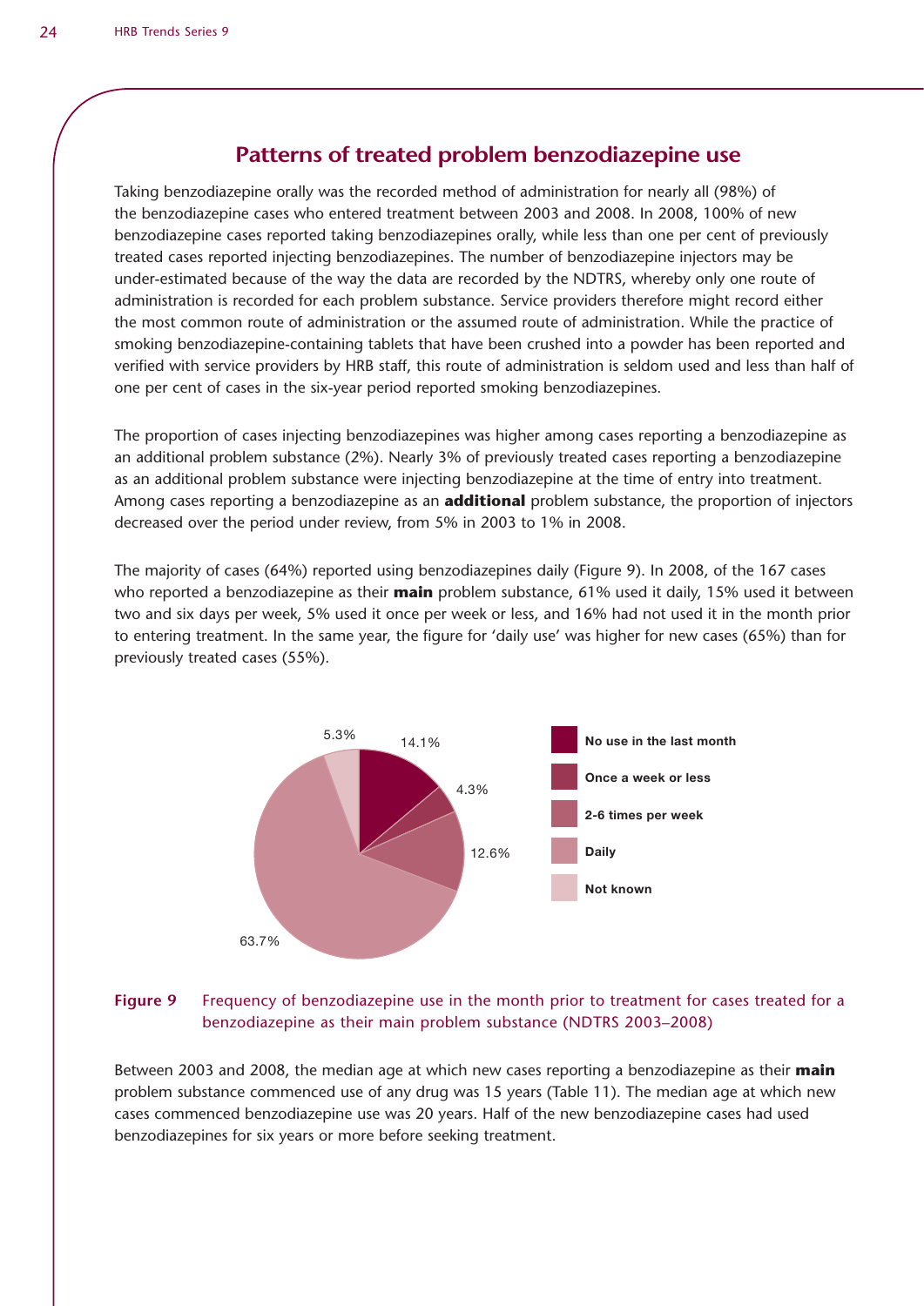## Patterns of treated problem benzodiazepine use

Taking benzodiazepine orally was the recorded method of administration for nearly all (98%) of the benzodiazepine cases who entered treatment between 2003 and 2008. In 2008, 100% of new benzodiazepine cases reported taking benzodiazepines orally, while less than one per cent of previously treated cases reported injecting benzodiazepines. The number of benzodiazepine injectors may be under-estimated because of the way the data are recorded by the NDTRS, whereby only one route of administration is recorded for each problem substance. Service providers therefore might record either the most common route of administration or the assumed route of administration. While the practice of smoking benzodiazepine-containing tablets that have been crushed into a powder has been reported and verified with service providers by HRB staff, this route of administration is seldom used and less than half of one per cent of cases in the six-year period reported smoking benzodiazepines.

The proportion of cases injecting benzodiazepines was higher among cases reporting a benzodiazepine as an additional problem substance (2%). Nearly 3% of previously treated cases reporting a benzodiazepine as an additional problem substance were injecting benzodiazepine at the time of entry into treatment. Among cases reporting a benzodiazepine as an **additional** problem substance, the proportion of injectors decreased over the period under review, from 5% in 2003 to 1% in 2008.

The majority of cases (64%) reported using benzodiazepines daily (Figure 9). In 2008, of the 167 cases who reported a benzodiazepine as their **main** problem substance, 61% used it daily, 15% used it between two and six days per week, 5% used it once per week or less, and 16% had not used it in the month prior to entering treatment. In the same year, the figure for 'daily use' was higher for new cases (65%) than for previously treated cases (55%).

| Frequency of use | % |
|---|---|
| No use in the last month | 14.1% |
| Once a week or less | 4.3% |
| 2-6 times per week | 12.6% |
| Daily | 63.7% |
| Not known | 5.3% |

**Figure 9** Frequency of benzodiazepine use in the month prior to treatment for cases treated for a benzodiazepine as their main problem substance (NDTRS 2003–2008)

Between 2003 and 2008, the median age at which new cases reporting a benzodiazepine as their **main** problem substance commenced use of any drug was 15 years (Table 11). The median age at which new cases commenced benzodiazepine use was 20 years. Half of the new benzodiazepine cases had used benzodiazepines for six years or more before seeking treatment.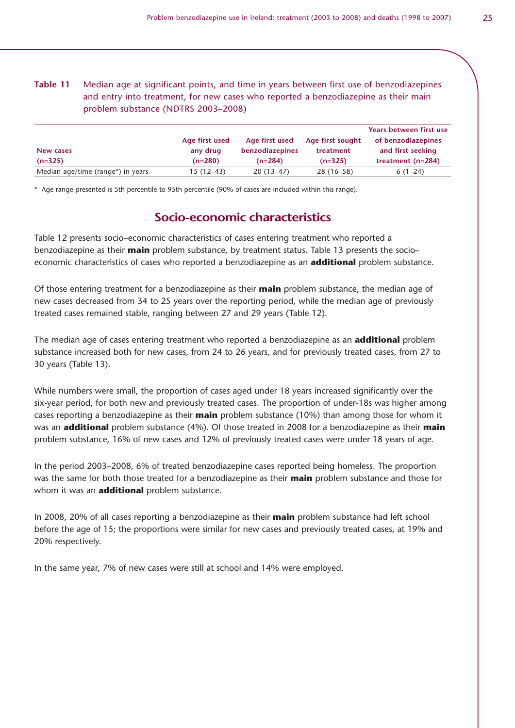**Table 11** Median age at significant points, and time in years between first use of benzodiazepines and entry into treatment, for new cases who reported a benzodiazepine as their main problem substance (NDTRS 2003–2008)

| New cases (n=325) | Age first used any drug (n=280) | Age first used benzodiazepines (n=284) | Age first sought treatment (n=325) | Years between first use of benzodiazepines and first seeking treatment (n=284) |
|---|---|---|---|---|
| Median age/time (range*) in years | 15 (12–43) | 20 (13–47) | 28 (16–58) | 6 (1–24) |

\* Age range presented is 5th percentile to 95th percentile (90% of cases are included within this range).

## Socio-economic characteristics

Table 12 presents socio–economic characteristics of cases entering treatment who reported a benzodiazepine as their **main** problem substance, by treatment status. Table 13 presents the socio–economic characteristics of cases who reported a benzodiazepine as an **additional** problem substance.

Of those entering treatment for a benzodiazepine as their **main** problem substance, the median age of new cases decreased from 34 to 25 years over the reporting period, while the median age of previously treated cases remained stable, ranging between 27 and 29 years (Table 12).

The median age of cases entering treatment who reported a benzodiazepine as an **additional** problem substance increased both for new cases, from 24 to 26 years, and for previously treated cases, from 27 to 30 years (Table 13).

While numbers were small, the proportion of cases aged under 18 years increased significantly over the six-year period, for both new and previously treated cases. The proportion of under-18s was higher among cases reporting a benzodiazepine as their **main** problem substance (10%) than among those for whom it was an **additional** problem substance (4%). Of those treated in 2008 for a benzodiazepine as their **main** problem substance, 16% of new cases and 12% of previously treated cases were under 18 years of age.

In the period 2003–2008, 6% of treated benzodiazepine cases reported being homeless. The proportion was the same for both those treated for a benzodiazepine as their **main** problem substance and those for whom it was an **additional** problem substance.

In 2008, 20% of all cases reporting a benzodiazepine as their **main** problem substance had left school before the age of 15; the proportions were similar for new cases and previously treated cases, at 19% and 20% respectively.

In the same year, 7% of new cases were still at school and 14% were employed.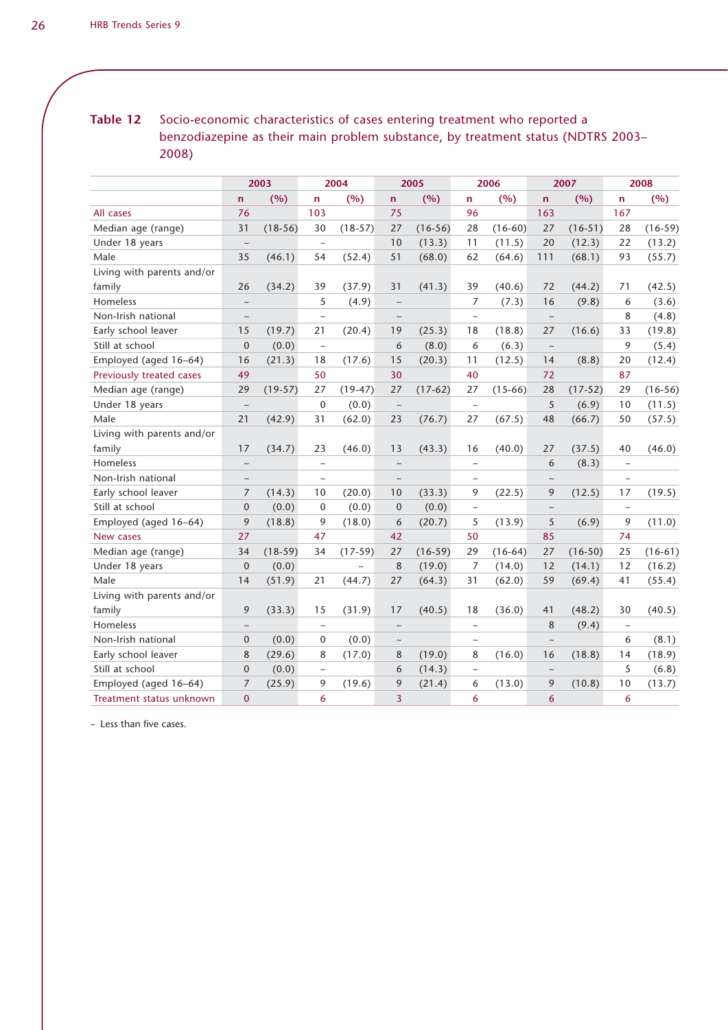**Table 12** Socio-economic characteristics of cases entering treatment who reported a benzodiazepine as their main problem substance, by treatment status (NDTRS 2003–2008)

| | 2003 | | 2004 | | 2005 | | 2006 | | 2007 | | 2008 | |
|---|---|---|---|---|---|---|---|---|---|---|---|---|
| | n | (%) | n | (%) | n | (%) | n | (%) | n | (%) | n | (%) |
| All cases | 76 | | 103 | | 75 | | 96 | | 163 | | 167 | |
| Median age (range) | 31 | (18-56) | 30 | (18-57) | 27 | (16-56) | 28 | (16-60) | 27 | (16-51) | 28 | (16-59) |
| Under 18 years | ~ | | ~ | | 10 | (13.3) | 11 | (11.5) | 20 | (12.3) | 22 | (13.2) |
| Male | 35 | (46.1) | 54 | (52.4) | 51 | (68.0) | 62 | (64.6) | 111 | (68.1) | 93 | (55.7) |
| Living with parents and/or family | 26 | (34.2) | 39 | (37.9) | 31 | (41.3) | 39 | (40.6) | 72 | (44.2) | 71 | (42.5) |
| Homeless | ~ | | 5 | (4.9) | ~ | | 7 | (7.3) | 16 | (9.8) | 6 | (3.6) |
| Non-Irish national | ~ | | ~ | | ~ | | ~ | | ~ | | 8 | (4.8) |
| Early school leaver | 15 | (19.7) | 21 | (20.4) | 19 | (25.3) | 18 | (18.8) | 27 | (16.6) | 33 | (19.8) |
| Still at school | 0 | (0.0) | ~ | | 6 | (8.0) | 6 | (6.3) | ~ | | 9 | (5.4) |
| Employed (aged 16–64) | 16 | (21.3) | 18 | (17.6) | 15 | (20.3) | 11 | (12.5) | 14 | (8.8) | 20 | (12.4) |
| Previously treated cases | 49 | | 50 | | 30 | | 40 | | 72 | | 87 | |
| Median age (range) | 29 | (19-57) | 27 | (19-47) | 27 | (17-62) | 27 | (15-66) | 28 | (17-52) | 29 | (16-56) |
| Under 18 years | ~ | | 0 | (0.0) | ~ | | ~ | | 5 | (6.9) | 10 | (11.5) |
| Male | 21 | (42.9) | 31 | (62.0) | 23 | (76.7) | 27 | (67.5) | 48 | (66.7) | 50 | (57.5) |
| Living with parents and/or family | 17 | (34.7) | 23 | (46.0) | 13 | (43.3) | 16 | (40.0) | 27 | (37.5) | 40 | (46.0) |
| Homeless | ~ | | ~ | | ~ | | ~ | | 6 | (8.3) | ~ | |
| Non-Irish national | ~ | | ~ | | ~ | | ~ | | ~ | | ~ | |
| Early school leaver | 7 | (14.3) | 10 | (20.0) | 10 | (33.3) | 9 | (22.5) | 9 | (12.5) | 17 | (19.5) |
| Still at school | 0 | (0.0) | 0 | (0.0) | 0 | (0.0) | ~ | | ~ | | ~ | |
| Employed (aged 16–64) | 9 | (18.8) | 9 | (18.0) | 6 | (20.7) | 5 | (13.9) | 5 | (6.9) | 9 | (11.0) |
| New cases | 27 | | 47 | | 42 | | 50 | | 85 | | 74 | |
| Median age (range) | 34 | (18-59) | 34 | (17-59) | 27 | (16-59) | 29 | (16-64) | 27 | (16-50) | 25 | (16-61) |
| Under 18 years | 0 | (0.0) | | ~ | 8 | (19.0) | 7 | (14.0) | 12 | (14.1) | 12 | (16.2) |
| Male | 14 | (51.9) | 21 | (44.7) | 27 | (64.3) | 31 | (62.0) | 59 | (69.4) | 41 | (55.4) |
| Living with parents and/or family | 9 | (33.3) | 15 | (31.9) | 17 | (40.5) | 18 | (36.0) | 41 | (48.2) | 30 | (40.5) |
| Homeless | ~ | | ~ | | ~ | | ~ | | 8 | (9.4) | ~ | |
| Non-Irish national | 0 | (0.0) | 0 | (0.0) | ~ | | ~ | | ~ | | 6 | (8.1) |
| Early school leaver | 8 | (29.6) | 8 | (17.0) | 8 | (19.0) | 8 | (16.0) | 16 | (18.8) | 14 | (18.9) |
| Still at school | 0 | (0.0) | ~ | | 6 | (14.3) | ~ | | ~ | | 5 | (6.8) |
| Employed (aged 16–64) | 7 | (25.9) | 9 | (19.6) | 9 | (21.4) | 6 | (13.0) | 9 | (10.8) | 10 | (13.7) |
| Treatment status unknown | 0 | | 6 | | 3 | | 6 | | 6 | | 6 | |

~ Less than five cases.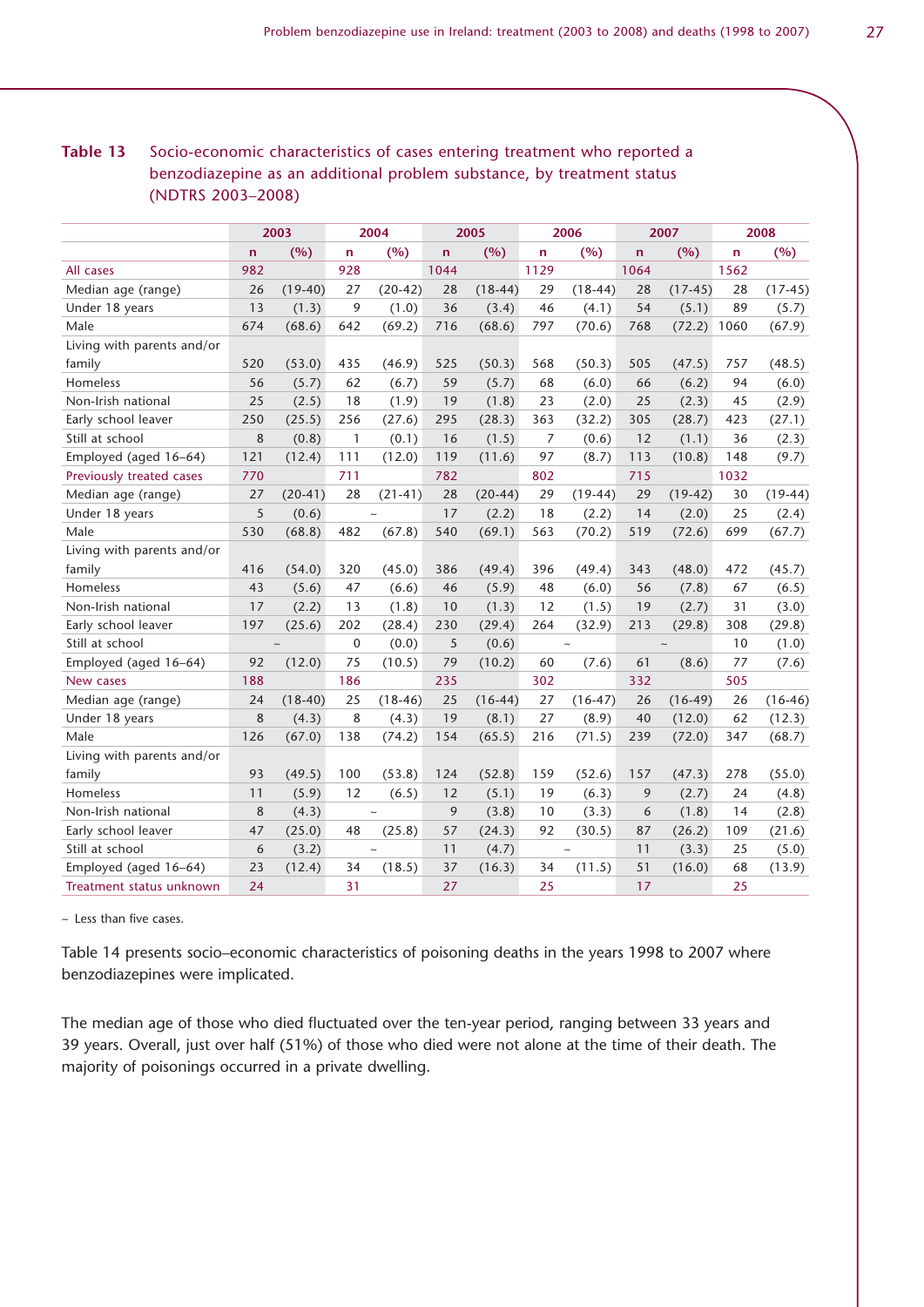**Table 13** Socio-economic characteristics of cases entering treatment who reported a benzodiazepine as an additional problem substance, by treatment status (NDTRS 2003–2008)

| | 2003 | | 2004 | | 2005 | | 2006 | | 2007 | | 2008 | |
|---|---|---|---|---|---|---|---|---|---|---|---|---|
| | n | (%) | n | (%) | n | (%) | n | (%) | n | (%) | n | (%) |
| All cases | 982 | | 928 | | 1044 | | 1129 | | 1064 | | 1562 | |
| Median age (range) | 26 | (19-40) | 27 | (20-42) | 28 | (18-44) | 29 | (18-44) | 28 | (17-45) | 28 | (17-45) |
| Under 18 years | 13 | (1.3) | 9 | (1.0) | 36 | (3.4) | 46 | (4.1) | 54 | (5.1) | 89 | (5.7) |
| Male | 674 | (68.6) | 642 | (69.2) | 716 | (68.6) | 797 | (70.6) | 768 | (72.2) | 1060 | (67.9) |
| Living with parents and/or family | 520 | (53.0) | 435 | (46.9) | 525 | (50.3) | 568 | (50.3) | 505 | (47.5) | 757 | (48.5) |
| Homeless | 56 | (5.7) | 62 | (6.7) | 59 | (5.7) | 68 | (6.0) | 66 | (6.2) | 94 | (6.0) |
| Non-Irish national | 25 | (2.5) | 18 | (1.9) | 19 | (1.8) | 23 | (2.0) | 25 | (2.3) | 45 | (2.9) |
| Early school leaver | 250 | (25.5) | 256 | (27.6) | 295 | (28.3) | 363 | (32.2) | 305 | (28.7) | 423 | (27.1) |
| Still at school | 8 | (0.8) | 1 | (0.1) | 16 | (1.5) | 7 | (0.6) | 12 | (1.1) | 36 | (2.3) |
| Employed (aged 16–64) | 121 | (12.4) | 111 | (12.0) | 119 | (11.6) | 97 | (8.7) | 113 | (10.8) | 148 | (9.7) |
| Previously treated cases | 770 | | 711 | | 782 | | 802 | | 715 | | 1032 | |
| Median age (range) | 27 | (20-41) | 28 | (21-41) | 28 | (20-44) | 29 | (19-44) | 29 | (19-42) | 30 | (19-44) |
| Under 18 years | 5 | (0.6) | ~ | | 17 | (2.2) | 18 | (2.2) | 14 | (2.0) | 25 | (2.4) |
| Male | 530 | (68.8) | 482 | (67.8) | 540 | (69.1) | 563 | (70.2) | 519 | (72.6) | 699 | (67.7) |
| Living with parents and/or family | 416 | (54.0) | 320 | (45.0) | 386 | (49.4) | 396 | (49.4) | 343 | (48.0) | 472 | (45.7) |
| Homeless | 43 | (5.6) | 47 | (6.6) | 46 | (5.9) | 48 | (6.0) | 56 | (7.8) | 67 | (6.5) |
| Non-Irish national | 17 | (2.2) | 13 | (1.8) | 10 | (1.3) | 12 | (1.5) | 19 | (2.7) | 31 | (3.0) |
| Early school leaver | 197 | (25.6) | 202 | (28.4) | 230 | (29.4) | 264 | (32.9) | 213 | (29.8) | 308 | (29.8) |
| Still at school | ~ | | 0 | (0.0) | 5 | (0.6) | ~ | | ~ | | 10 | (1.0) |
| Employed (aged 16–64) | 92 | (12.0) | 75 | (10.5) | 79 | (10.2) | 60 | (7.6) | 61 | (8.6) | 77 | (7.6) |
| New cases | 188 | | 186 | | 235 | | 302 | | 332 | | 505 | |
| Median age (range) | 24 | (18-40) | 25 | (18-46) | 25 | (16-44) | 27 | (16-47) | 26 | (16-49) | 26 | (16-46) |
| Under 18 years | 8 | (4.3) | 8 | (4.3) | 19 | (8.1) | 27 | (8.9) | 40 | (12.0) | 62 | (12.3) |
| Male | 126 | (67.0) | 138 | (74.2) | 154 | (65.5) | 216 | (71.5) | 239 | (72.0) | 347 | (68.7) |
| Living with parents and/or family | 93 | (49.5) | 100 | (53.8) | 124 | (52.8) | 159 | (52.6) | 157 | (47.3) | 278 | (55.0) |
| Homeless | 11 | (5.9) | 12 | (6.5) | 12 | (5.1) | 19 | (6.3) | 9 | (2.7) | 24 | (4.8) |
| Non-Irish national | 8 | (4.3) | ~ | | 9 | (3.8) | 10 | (3.3) | 6 | (1.8) | 14 | (2.8) |
| Early school leaver | 47 | (25.0) | 48 | (25.8) | 57 | (24.3) | 92 | (30.5) | 87 | (26.2) | 109 | (21.6) |
| Still at school | 6 | (3.2) | ~ | | 11 | (4.7) | ~ | | 11 | (3.3) | 25 | (5.0) |
| Employed (aged 16–64) | 23 | (12.4) | 34 | (18.5) | 37 | (16.3) | 34 | (11.5) | 51 | (16.0) | 68 | (13.9) |
| Treatment status unknown | 24 | | 31 | | 27 | | 25 | | 17 | | 25 | |

~ Less than five cases.

Table 14 presents socio–economic characteristics of poisoning deaths in the years 1998 to 2007 where benzodiazepines were implicated.

The median age of those who died fluctuated over the ten-year period, ranging between 33 years and 39 years. Overall, just over half (51%) of those who died were not alone at the time of their death. The majority of poisonings occurred in a private dwelling.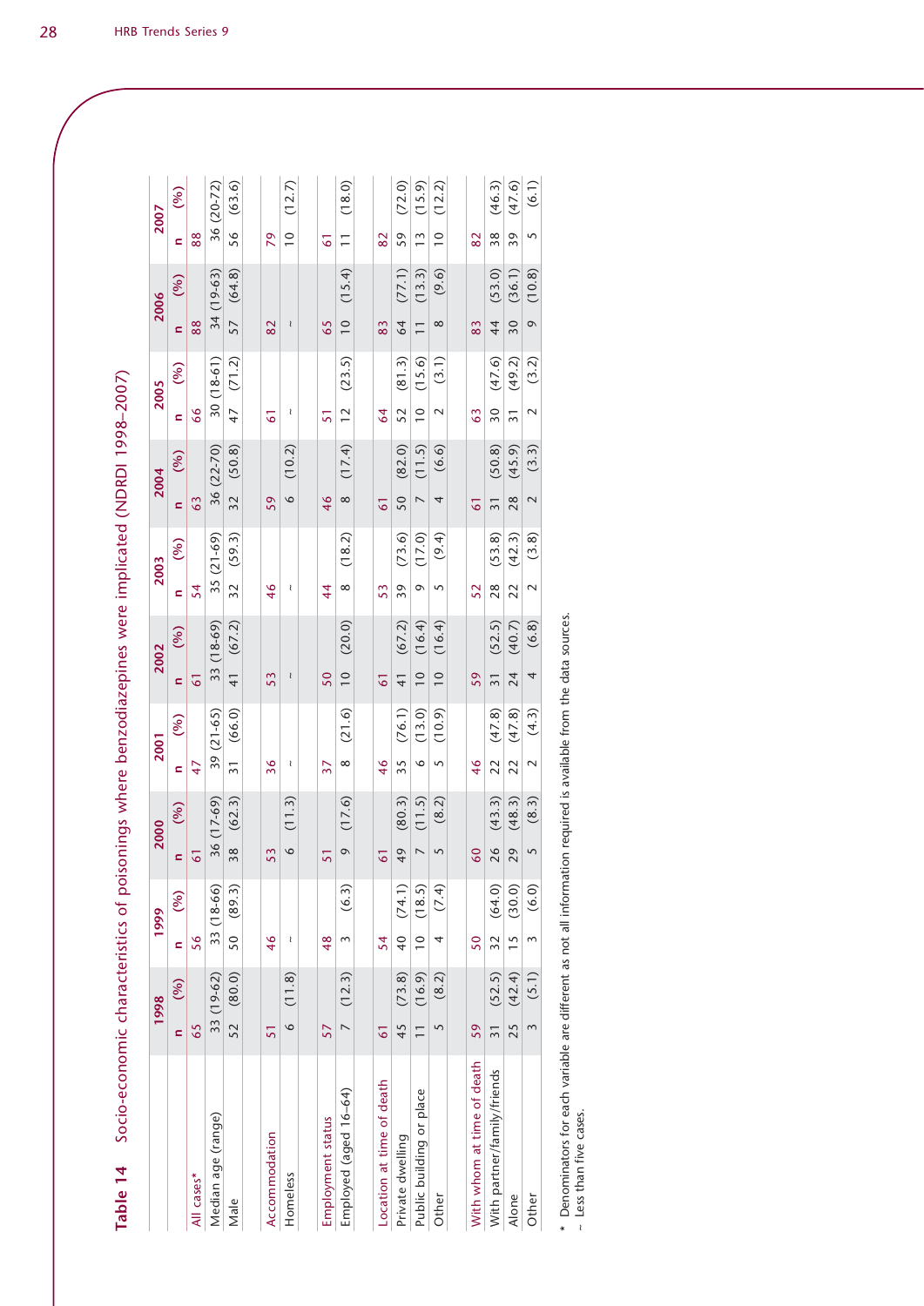**Table 14** Socio-economic characteristics of poisonings where benzodiazepines were implicated (NDRDI 1998–2007)

| | 1998 | | 1999 | | 2000 | | 2001 | | 2002 | | 2003 | | 2004 | | 2005 | | 2006 | | 2007 | |
|---|---|---|---|---|---|---|---|---|---|---|---|---|---|---|---|---|---|---|---|---|
| | n | (%) | n | (%) | n | (%) | n | (%) | n | (%) | n | (%) | n | (%) | n | (%) | n | (%) | n | (%) |
| All cases* | 65 | | 56 | | 61 | | 47 | | 61 | | 54 | | 63 | | 66 | | 88 | | 88 | |
| Median age (range) | 33 | (19-62) | 33 | (18-66) | 36 | (17-69) | 39 | (21-65) | 33 | (18-69) | 35 | (21-69) | 36 | (22-70) | 30 | (18-61) | 34 | (19-63) | 36 | (20-72) |
| Male | 52 | (80.0) | 50 | (89.3) | 38 | (62.3) | 31 | (66.0) | 41 | (67.2) | 32 | (59.3) | 32 | (50.8) | 47 | (71.2) | 57 | (64.8) | 56 | (63.6) |
| Accommodation | 51 | | 46 | | 53 | | 36 | | 53 | | 46 | | 59 | | 61 | | 82 | | 79 | |
| Homeless | 6 | (11.8) | ~ | | 6 | (11.3) | ~ | | ~ | | ~ | | 6 | (10.2) | ~ | | ~ | | 10 | (12.7) |
| Employment status | 57 | | 48 | | 51 | | 37 | | 50 | | 44 | | 46 | | 51 | | 65 | | 61 | |
| Employed (aged 16–64) | 7 | (12.3) | 3 | (6.3) | 9 | (17.6) | 8 | (21.6) | 10 | (20.0) | 8 | (18.2) | 8 | (17.4) | 12 | (23.5) | 10 | (15.4) | 11 | (18.0) |
| Location at time of death | 61 | | 54 | | 61 | | 46 | | 61 | | 53 | | 61 | | 64 | | 83 | | 82 | |
| Private dwelling | 45 | (73.8) | 40 | (74.1) | 49 | (80.3) | 35 | (76.1) | 41 | (67.2) | 39 | (73.6) | 50 | (82.0) | 52 | (81.3) | 64 | (77.1) | 59 | (72.0) |
| Public building or place | 11 | (16.9) | 10 | (18.5) | 7 | (11.5) | 6 | (13.0) | 10 | (16.4) | 9 | (17.0) | 7 | (11.5) | 10 | (15.6) | 11 | (13.3) | 13 | (15.9) |
| Other | 5 | (8.2) | 4 | (7.4) | 5 | (8.2) | 5 | (10.9) | 10 | (16.4) | 5 | (9.4) | 4 | (6.6) | 2 | (3.1) | 8 | (9.6) | 10 | (12.2) |
| With whom at time of death | 59 | | 50 | | 60 | | 46 | | 59 | | 52 | | 61 | | 63 | | 83 | | 82 | |
| With partner/family/friends | 31 | (52.5) | 32 | (64.0) | 26 | (43.3) | 22 | (47.8) | 31 | (52.5) | 28 | (53.8) | 31 | (50.8) | 30 | (47.6) | 44 | (53.0) | 38 | (46.3) |
| Alone | 25 | (42.4) | 15 | (30.0) | 29 | (48.3) | 22 | (47.8) | 24 | (40.7) | 22 | (42.3) | 28 | (45.9) | 31 | (49.2) | 30 | (36.1) | 39 | (47.6) |
| Other | 3 | (5.1) | 3 | (6.0) | 5 | (8.3) | 2 | (4.3) | 4 | (6.8) | 2 | (3.8) | 2 | (3.3) | 2 | (3.2) | 9 | (10.8) | 5 | (6.1) |

\* Denominators for each variable are different as not all information required is available from the data sources.
~ Less than five cases.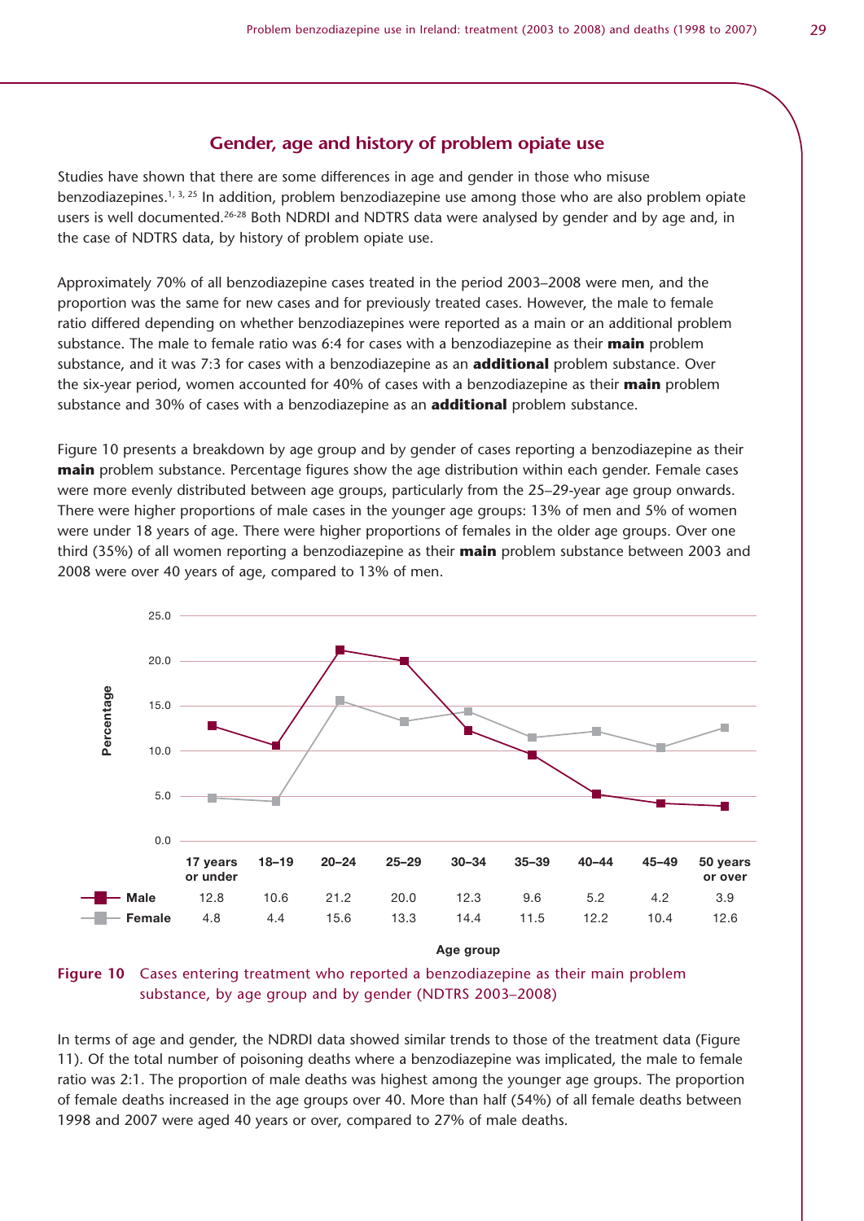## Gender, age and history of problem opiate use

Studies have shown that there are some differences in age and gender in those who misuse benzodiazepines.[1, 3, 25] In addition, problem benzodiazepine use among those who are also problem opiate users is well documented.[26-28] Both NDRDI and NDTRS data were analysed by gender and by age and, in the case of NDTRS data, by history of problem opiate use.

Approximately 70% of all benzodiazepine cases treated in the period 2003–2008 were men, and the proportion was the same for new cases and for previously treated cases. However, the male to female ratio differed depending on whether benzodiazepines were reported as a main or an additional problem substance. The male to female ratio was 6:4 for cases with a benzodiazepine as their **main** problem substance, and it was 7:3 for cases with a benzodiazepine as an **additional** problem substance. Over the six-year period, women accounted for 40% of cases with a benzodiazepine as their **main** problem substance and 30% of cases with a benzodiazepine as an **additional** problem substance.

Figure 10 presents a breakdown by age group and by gender of cases reporting a benzodiazepine as their **main** problem substance. Percentage figures show the age distribution within each gender. Female cases were more evenly distributed between age groups, particularly from the 25–29-year age group onwards. There were higher proportions of male cases in the younger age groups: 13% of men and 5% of women were under 18 years of age. There were higher proportions of females in the older age groups. Over one third (35%) of all women reporting a benzodiazepine as their **main** problem substance between 2003 and 2008 were over 40 years of age, compared to 13% of men.

| Age group | 17 years or under | 18–19 | 20–24 | 25–29 | 30–34 | 35–39 | 40–44 | 45–49 | 50 years or over |
|---|---|---|---|---|---|---|---|---|---|
| Male | 12.8 | 10.6 | 21.2 | 20.0 | 12.3 | 9.6 | 5.2 | 4.2 | 3.9 |
| Female | 4.8 | 4.4 | 15.6 | 13.3 | 14.4 | 11.5 | 12.2 | 10.4 | 12.6 |

**Figure 10** Cases entering treatment who reported a benzodiazepine as their main problem substance, by age group and by gender (NDTRS 2003–2008)

In terms of age and gender, the NDRDI data showed similar trends to those of the treatment data (Figure 11). Of the total number of poisoning deaths where a benzodiazepine was implicated, the male to female ratio was 2:1. The proportion of male deaths was highest among the younger age groups. The proportion of female deaths increased in the age groups over 40. More than half (54%) of all female deaths between 1998 and 2007 were aged 40 years or over, compared to 27% of male deaths.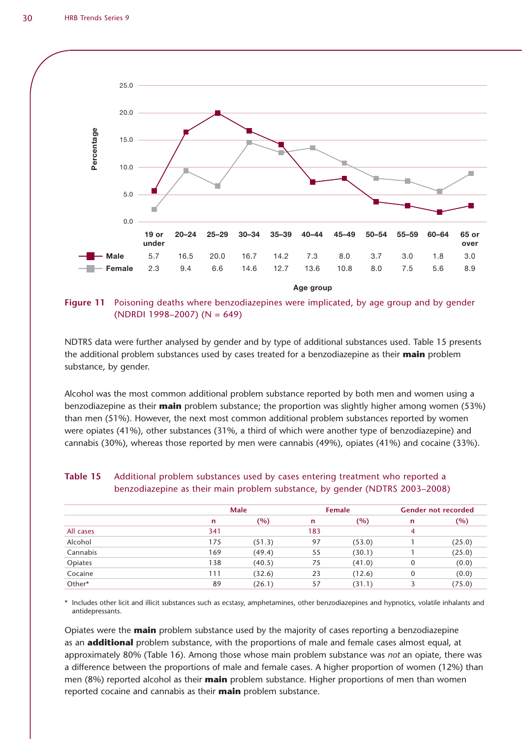| Age group | 19 or under | 20–24 | 25–29 | 30–34 | 35–39 | 40–44 | 45–49 | 50–54 | 55–59 | 60–64 | 65 or over |
|---|---|---|---|---|---|---|---|---|---|---|---|
| Male | 5.7 | 16.5 | 20.0 | 16.7 | 14.2 | 7.3 | 8.0 | 3.7 | 3.0 | 1.8 | 3.0 |
| Female | 2.3 | 9.4 | 6.6 | 14.6 | 12.7 | 13.6 | 10.8 | 8.0 | 7.5 | 5.6 | 8.9 |

**Figure 11** Poisoning deaths where benzodiazepines were implicated, by age group and by gender (NDRDI 1998–2007) (N = 649)

NDTRS data were further analysed by gender and by type of additional substances used. Table 15 presents the additional problem substances used by cases treated for a benzodiazepine as their **main** problem substance, by gender.

Alcohol was the most common additional problem substance reported by both men and women using a benzodiazepine as their **main** problem substance; the proportion was slightly higher among women (53%) than men (51%). However, the next most common additional problem substances reported by women were opiates (41%), other substances (31%, a third of which were another type of benzodiazepine) and cannabis (30%), whereas those reported by men were cannabis (49%), opiates (41%) and cocaine (33%).

**Table 15** Additional problem substances used by cases entering treatment who reported a benzodiazepine as their main problem substance, by gender (NDTRS 2003–2008)

| | Male | | Female | | Gender not recorded | |
|---|---|---|---|---|---|---|
| | n | (%) | n | (%) | n | (%) |
| All cases | 341 | | 183 | | 4 | |
| Alcohol | 175 | (51.3) | 97 | (53.0) | 1 | (25.0) |
| Cannabis | 169 | (49.4) | 55 | (30.1) | 1 | (25.0) |
| Opiates | 138 | (40.5) | 75 | (41.0) | 0 | (0.0) |
| Cocaine | 111 | (32.6) | 23 | (12.6) | 0 | (0.0) |
| Other* | 89 | (26.1) | 57 | (31.1) | 3 | (75.0) |

* Includes other licit and illicit substances such as ecstasy, amphetamines, other benzodiazepines and hypnotics, volatile inhalants and antidepressants.

Opiates were the **main** problem substance used by the majority of cases reporting a benzodiazepine as an **additional** problem substance, with the proportions of male and female cases almost equal, at approximately 80% (Table 16). Among those whose main problem substance was *not* an opiate, there was a difference between the proportions of male and female cases. A higher proportion of women (12%) than men (8%) reported alcohol as their **main** problem substance. Higher proportions of men than women reported cocaine and cannabis as their **main** problem substance.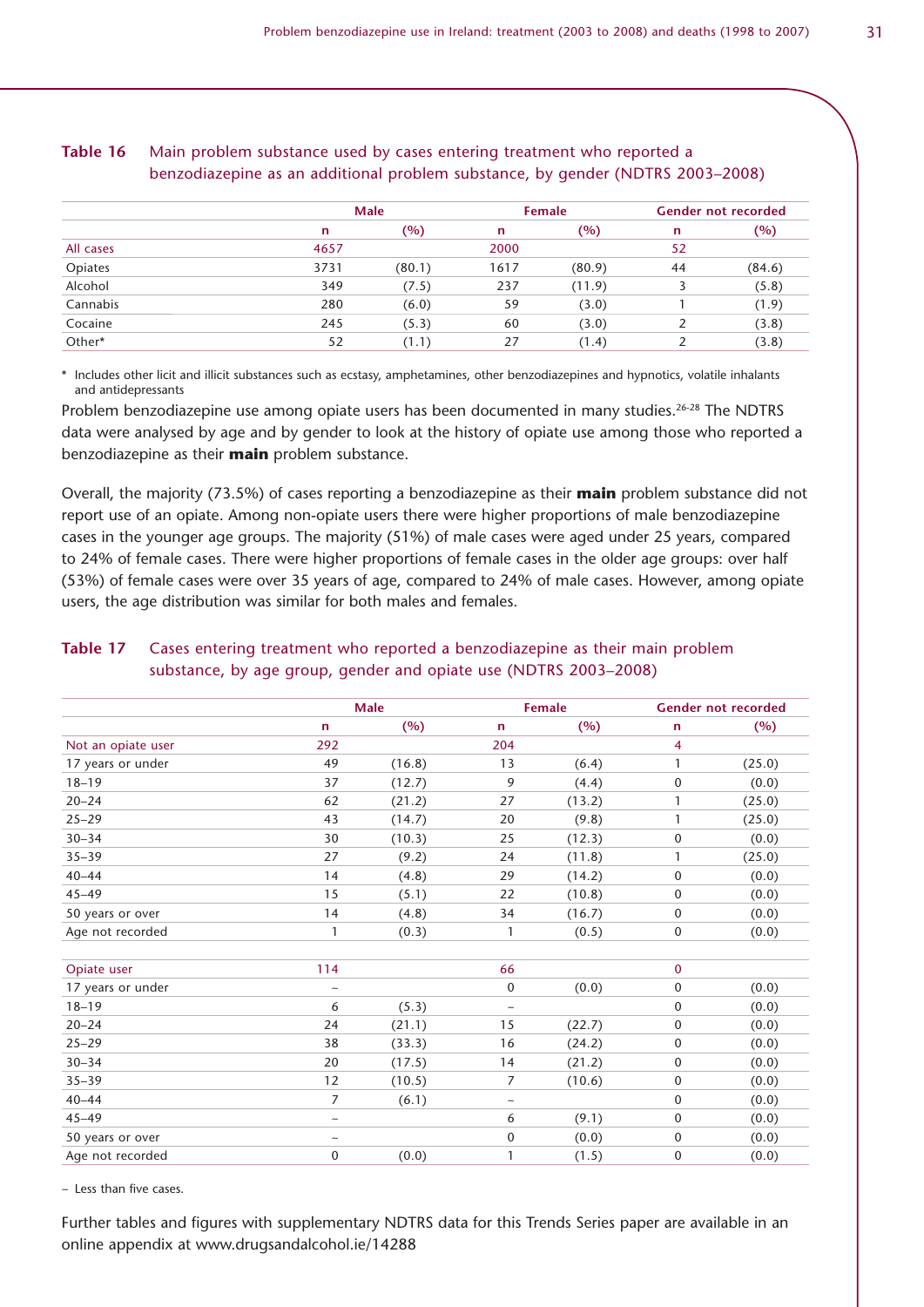**Table 16** Main problem substance used by cases entering treatment who reported a benzodiazepine as an additional problem substance, by gender (NDTRS 2003–2008)

| | Male | | Female | | Gender not recorded | |
|---|---|---|---|---|---|---|
| | n | (%) | n | (%) | n | (%) |
| All cases | 4657 | | 2000 | | 52 | |
| Opiates | 3731 | (80.1) | 1617 | (80.9) | 44 | (84.6) |
| Alcohol | 349 | (7.5) | 237 | (11.9) | 3 | (5.8) |
| Cannabis | 280 | (6.0) | 59 | (3.0) | 1 | (1.9) |
| Cocaine | 245 | (5.3) | 60 | (3.0) | 2 | (3.8) |
| Other* | 52 | (1.1) | 27 | (1.4) | 2 | (3.8) |

\* Includes other licit and illicit substances such as ecstasy, amphetamines, other benzodiazepines and hypnotics, volatile inhalants and antidepressants

Problem benzodiazepine use among opiate users has been documented in many studies.[26-28] The NDTRS data were analysed by age and by gender to look at the history of opiate use among those who reported a benzodiazepine as their **main** problem substance.

Overall, the majority (73.5%) of cases reporting a benzodiazepine as their **main** problem substance did not report use of an opiate. Among non-opiate users there were higher proportions of male benzodiazepine cases in the younger age groups. The majority (51%) of male cases were aged under 25 years, compared to 24% of female cases. There were higher proportions of female cases in the older age groups: over half (53%) of female cases were over 35 years of age, compared to 24% of male cases. However, among opiate users, the age distribution was similar for both males and females.

**Table 17** Cases entering treatment who reported a benzodiazepine as their main problem substance, by age group, gender and opiate use (NDTRS 2003–2008)

| | Male | | Female | | Gender not recorded | |
|---|---|---|---|---|---|---|
| | n | (%) | n | (%) | n | (%) |
| Not an opiate user | 292 | | 204 | | 4 | |
| 17 years or under | 49 | (16.8) | 13 | (6.4) | 1 | (25.0) |
| 18–19 | 37 | (12.7) | 9 | (4.4) | 0 | (0.0) |
| 20–24 | 62 | (21.2) | 27 | (13.2) | 1 | (25.0) |
| 25–29 | 43 | (14.7) | 20 | (9.8) | 1 | (25.0) |
| 30–34 | 30 | (10.3) | 25 | (12.3) | 0 | (0.0) |
| 35–39 | 27 | (9.2) | 24 | (11.8) | 1 | (25.0) |
| 40–44 | 14 | (4.8) | 29 | (14.2) | 0 | (0.0) |
| 45–49 | 15 | (5.1) | 22 | (10.8) | 0 | (0.0) |
| 50 years or over | 14 | (4.8) | 34 | (16.7) | 0 | (0.0) |
| Age not recorded | 1 | (0.3) | 1 | (0.5) | 0 | (0.0) |
| | | | | | | |
| Opiate user | 114 | | 66 | | 0 | |
| 17 years or under | ~ | | 0 | (0.0) | 0 | (0.0) |
| 18–19 | 6 | (5.3) | ~ | | 0 | (0.0) |
| 20–24 | 24 | (21.1) | 15 | (22.7) | 0 | (0.0) |
| 25–29 | 38 | (33.3) | 16 | (24.2) | 0 | (0.0) |
| 30–34 | 20 | (17.5) | 14 | (21.2) | 0 | (0.0) |
| 35–39 | 12 | (10.5) | 7 | (10.6) | 0 | (0.0) |
| 40–44 | 7 | (6.1) | ~ | | 0 | (0.0) |
| 45–49 | ~ | | 6 | (9.1) | 0 | (0.0) |
| 50 years or over | ~ | | 0 | (0.0) | 0 | (0.0) |
| Age not recorded | 0 | (0.0) | 1 | (1.5) | 0 | (0.0) |

~ Less than five cases.

Further tables and figures with supplementary NDTRS data for this Trends Series paper are available in an online appendix at www.drugsandalcohol.ie/14288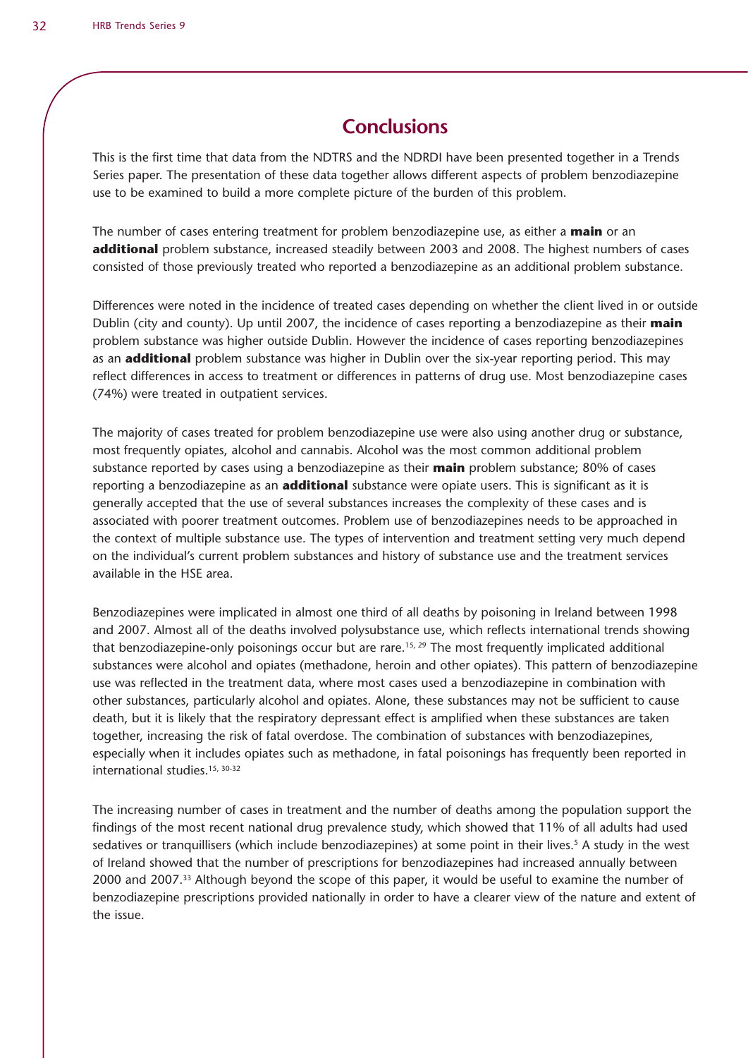# Conclusions

This is the first time that data from the NDTRS and the NDRDI have been presented together in a Trends Series paper. The presentation of these data together allows different aspects of problem benzodiazepine use to be examined to build a more complete picture of the burden of this problem.

The number of cases entering treatment for problem benzodiazepine use, as either a **main** or an **additional** problem substance, increased steadily between 2003 and 2008. The highest numbers of cases consisted of those previously treated who reported a benzodiazepine as an additional problem substance.

Differences were noted in the incidence of treated cases depending on whether the client lived in or outside Dublin (city and county). Up until 2007, the incidence of cases reporting a benzodiazepine as their **main** problem substance was higher outside Dublin. However the incidence of cases reporting benzodiazepines as an **additional** problem substance was higher in Dublin over the six-year reporting period. This may reflect differences in access to treatment or differences in patterns of drug use. Most benzodiazepine cases (74%) were treated in outpatient services.

The majority of cases treated for problem benzodiazepine use were also using another drug or substance, most frequently opiates, alcohol and cannabis. Alcohol was the most common additional problem substance reported by cases using a benzodiazepine as their **main** problem substance; 80% of cases reporting a benzodiazepine as an **additional** substance were opiate users. This is significant as it is generally accepted that the use of several substances increases the complexity of these cases and is associated with poorer treatment outcomes. Problem use of benzodiazepines needs to be approached in the context of multiple substance use. The types of intervention and treatment setting very much depend on the individual's current problem substances and history of substance use and the treatment services available in the HSE area.

Benzodiazepines were implicated in almost one third of all deaths by poisoning in Ireland between 1998 and 2007. Almost all of the deaths involved polysubstance use, which reflects international trends showing that benzodiazepine-only poisonings occur but are rare.[15, 29] The most frequently implicated additional substances were alcohol and opiates (methadone, heroin and other opiates). This pattern of benzodiazepine use was reflected in the treatment data, where most cases used a benzodiazepine in combination with other substances, particularly alcohol and opiates. Alone, these substances may not be sufficient to cause death, but it is likely that the respiratory depressant effect is amplified when these substances are taken together, increasing the risk of fatal overdose. The combination of substances with benzodiazepines, especially when it includes opiates such as methadone, in fatal poisonings has frequently been reported in international studies.[15, 30-32]

The increasing number of cases in treatment and the number of deaths among the population support the findings of the most recent national drug prevalence study, which showed that 11% of all adults had used sedatives or tranquillisers (which include benzodiazepines) at some point in their lives.[5] A study in the west of Ireland showed that the number of prescriptions for benzodiazepines had increased annually between 2000 and 2007.[33] Although beyond the scope of this paper, it would be useful to examine the number of benzodiazepine prescriptions provided nationally in order to have a clearer view of the nature and extent of the issue.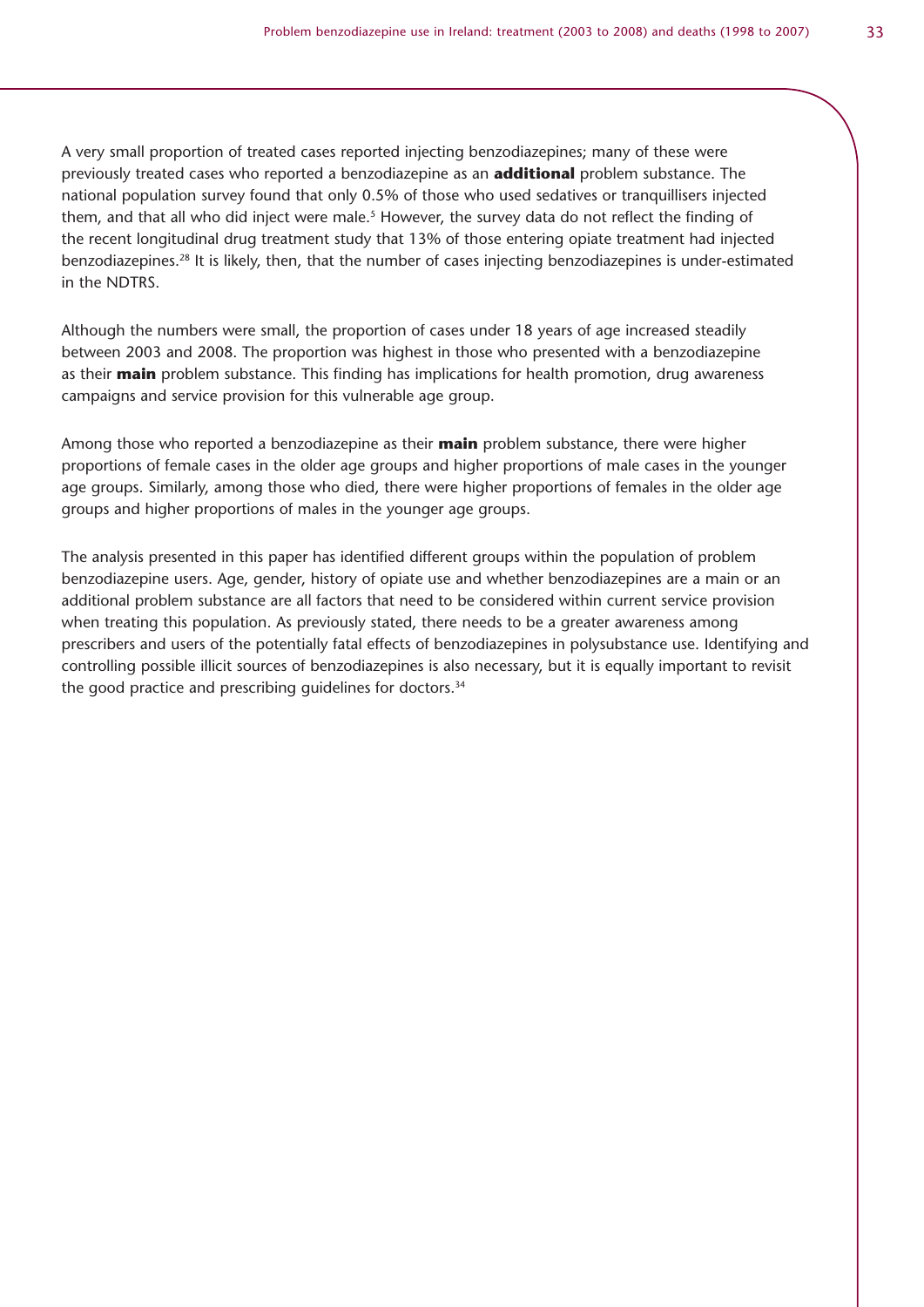A very small proportion of treated cases reported injecting benzodiazepines; many of these were previously treated cases who reported a benzodiazepine as an **additional** problem substance. The national population survey found that only 0.5% of those who used sedatives or tranquillisers injected them, and that all who did inject were male.[5] However, the survey data do not reflect the finding of the recent longitudinal drug treatment study that 13% of those entering opiate treatment had injected benzodiazepines.[28] It is likely, then, that the number of cases injecting benzodiazepines is under-estimated in the NDTRS.

Although the numbers were small, the proportion of cases under 18 years of age increased steadily between 2003 and 2008. The proportion was highest in those who presented with a benzodiazepine as their **main** problem substance. This finding has implications for health promotion, drug awareness campaigns and service provision for this vulnerable age group.

Among those who reported a benzodiazepine as their **main** problem substance, there were higher proportions of female cases in the older age groups and higher proportions of male cases in the younger age groups. Similarly, among those who died, there were higher proportions of females in the older age groups and higher proportions of males in the younger age groups.

The analysis presented in this paper has identified different groups within the population of problem benzodiazepine users. Age, gender, history of opiate use and whether benzodiazepines are a main or an additional problem substance are all factors that need to be considered within current service provision when treating this population. As previously stated, there needs to be a greater awareness among prescribers and users of the potentially fatal effects of benzodiazepines in polysubstance use. Identifying and controlling possible illicit sources of benzodiazepines is also necessary, but it is equally important to revisit the good practice and prescribing guidelines for doctors.[34]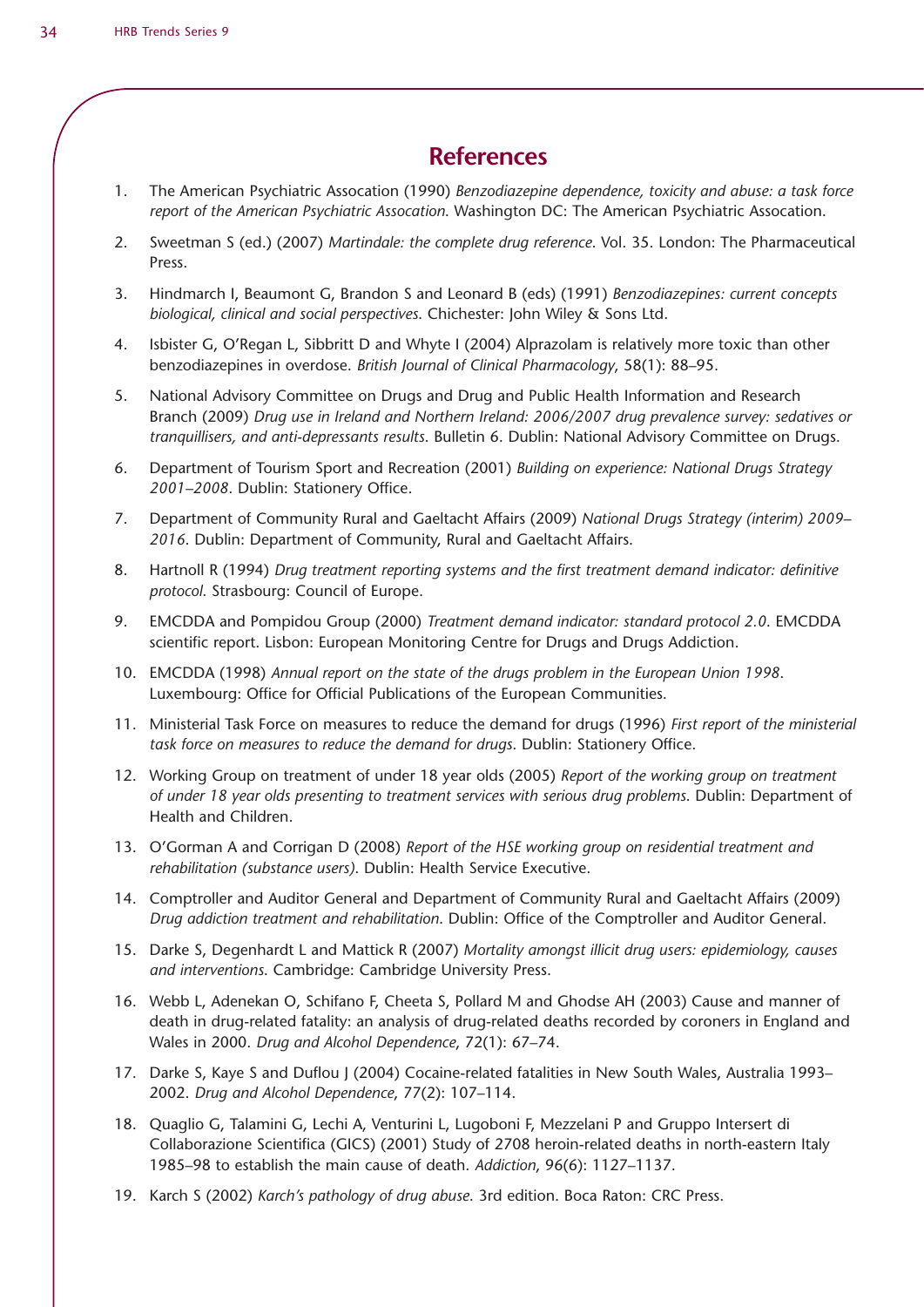# References

1. The American Psychiatric Assocation (1990) *Benzodiazepine dependence, toxicity and abuse: a task force report of the American Psychiatric Assocation*. Washington DC: The American Psychiatric Assocation.

2. Sweetman S (ed.) (2007) *Martindale: the complete drug reference*. Vol. 35. London: The Pharmaceutical Press.

3. Hindmarch I, Beaumont G, Brandon S and Leonard B (eds) (1991) *Benzodiazepines: current concepts biological, clinical and social perspectives.* Chichester: John Wiley & Sons Ltd.

4. Isbister G, O'Regan L, Sibbritt D and Whyte I (2004) Alprazolam is relatively more toxic than other benzodiazepines in overdose. *British Journal of Clinical Pharmacology*, 58(1): 88–95.

5. National Advisory Committee on Drugs and Drug and Public Health Information and Research Branch (2009) *Drug use in Ireland and Northern Ireland: 2006/2007 drug prevalence survey: sedatives or tranquillisers, and anti-depressants results*. Bulletin 6. Dublin: National Advisory Committee on Drugs.

6. Department of Tourism Sport and Recreation (2001) *Building on experience: National Drugs Strategy 2001–2008*. Dublin: Stationery Office.

7. Department of Community Rural and Gaeltacht Affairs (2009) *National Drugs Strategy (interim) 2009–2016*. Dublin: Department of Community, Rural and Gaeltacht Affairs.

8. Hartnoll R (1994) *Drug treatment reporting systems and the first treatment demand indicator: definitive protocol.* Strasbourg: Council of Europe.

9. EMCDDA and Pompidou Group (2000) *Treatment demand indicator: standard protocol 2.0*. EMCDDA scientific report. Lisbon: European Monitoring Centre for Drugs and Drugs Addiction.

10. EMCDDA (1998) *Annual report on the state of the drugs problem in the European Union 1998*. Luxembourg: Office for Official Publications of the European Communities.

11. Ministerial Task Force on measures to reduce the demand for drugs (1996) *First report of the ministerial task force on measures to reduce the demand for drugs*. Dublin: Stationery Office.

12. Working Group on treatment of under 18 year olds (2005) *Report of the working group on treatment of under 18 year olds presenting to treatment services with serious drug problems.* Dublin: Department of Health and Children.

13. O'Gorman A and Corrigan D (2008) *Report of the HSE working group on residential treatment and rehabilitation (substance users)*. Dublin: Health Service Executive.

14. Comptroller and Auditor General and Department of Community Rural and Gaeltacht Affairs (2009) *Drug addiction treatment and rehabilitation*. Dublin: Office of the Comptroller and Auditor General.

15. Darke S, Degenhardt L and Mattick R (2007) *Mortality amongst illicit drug users: epidemiology, causes and interventions.* Cambridge: Cambridge University Press.

16. Webb L, Adenekan O, Schifano F, Cheeta S, Pollard M and Ghodse AH (2003) Cause and manner of death in drug-related fatality: an analysis of drug-related deaths recorded by coroners in England and Wales in 2000. *Drug and Alcohol Dependence*, 72(1): 67–74.

17. Darke S, Kaye S and Duflou J (2004) Cocaine-related fatalities in New South Wales, Australia 1993–2002. *Drug and Alcohol Dependence*, 77(2): 107–114.

18. Quaglio G, Talamini G, Lechi A, Venturini L, Lugoboni F, Mezzelani P and Gruppo Intersert di Collaborazione Scientifica (GICS) (2001) Study of 2708 heroin-related deaths in north-eastern Italy 1985–98 to establish the main cause of death. *Addiction*, 96(6): 1127–1137.

19. Karch S (2002) *Karch's pathology of drug abuse*. 3rd edition. Boca Raton: CRC Press.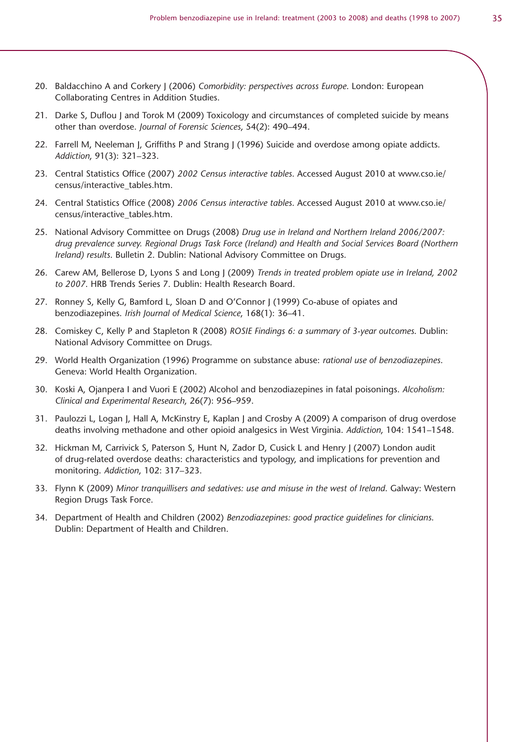20. Baldacchino A and Corkery J (2006) *Comorbidity: perspectives across Europe*. London: European Collaborating Centres in Addition Studies.

21. Darke S, Duflou J and Torok M (2009) Toxicology and circumstances of completed suicide by means other than overdose. *Journal of Forensic Sciences*, 54(2): 490–494.

22. Farrell M, Neeleman J, Griffiths P and Strang J (1996) Suicide and overdose among opiate addicts. *Addiction*, 91(3): 321–323.

23. Central Statistics Office (2007) *2002 Census interactive tables*. Accessed August 2010 at www.cso.ie/census/interactive_tables.htm.

24. Central Statistics Office (2008) *2006 Census interactive tables*. Accessed August 2010 at www.cso.ie/census/interactive_tables.htm.

25. National Advisory Committee on Drugs (2008) *Drug use in Ireland and Northern Ireland 2006/2007: drug prevalence survey. Regional Drugs Task Force (Ireland) and Health and Social Services Board (Northern Ireland) results*. Bulletin 2. Dublin: National Advisory Committee on Drugs.

26. Carew AM, Bellerose D, Lyons S and Long J (2009) *Trends in treated problem opiate use in Ireland, 2002 to 2007*. HRB Trends Series 7. Dublin: Health Research Board.

27. Ronney S, Kelly G, Bamford L, Sloan D and O'Connor J (1999) Co-abuse of opiates and benzodiazepines. *Irish Journal of Medical Science*, 168(1): 36–41.

28. Comiskey C, Kelly P and Stapleton R (2008) *ROSIE Findings 6: a summary of 3-year outcomes*. Dublin: National Advisory Committee on Drugs.

29. World Health Organization (1996) Programme on substance abuse: *rational use of benzodiazepines*. Geneva: World Health Organization.

30. Koski A, Ojanpera I and Vuori E (2002) Alcohol and benzodiazepines in fatal poisonings. *Alcoholism: Clinical and Experimental Research*, 26(7): 956–959.

31. Paulozzi L, Logan J, Hall A, McKinstry E, Kaplan J and Crosby A (2009) A comparison of drug overdose deaths involving methadone and other opioid analgesics in West Virginia. *Addiction*, 104: 1541–1548.

32. Hickman M, Carrivick S, Paterson S, Hunt N, Zador D, Cusick L and Henry J (2007) London audit of drug-related overdose deaths: characteristics and typology, and implications for prevention and monitoring. *Addiction*, 102: 317–323.

33. Flynn K (2009) *Minor tranquillisers and sedatives: use and misuse in the west of Ireland*. Galway: Western Region Drugs Task Force.

34. Department of Health and Children (2002) *Benzodiazepines: good practice guidelines for clinicians*. Dublin: Department of Health and Children.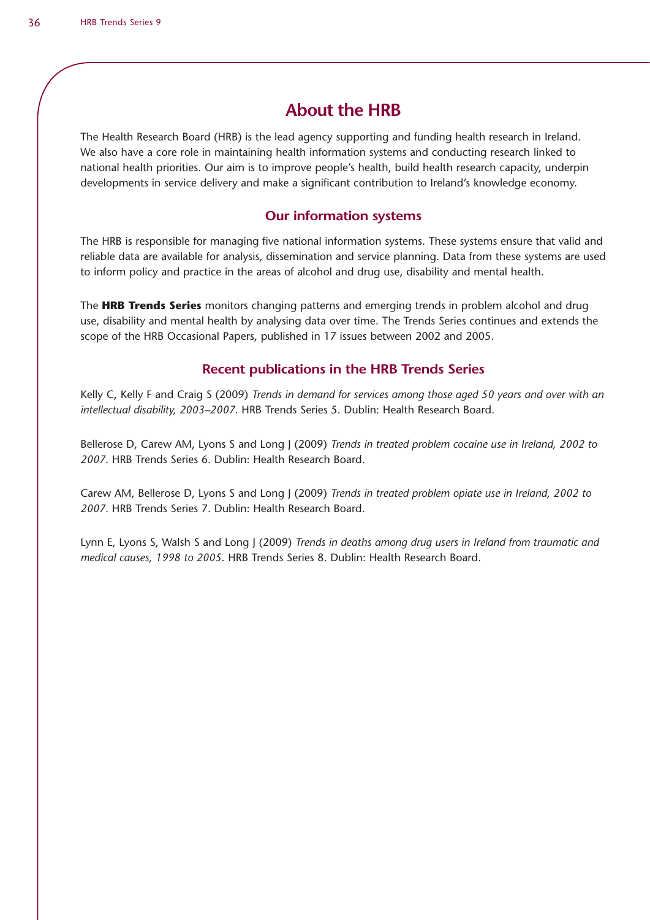# About the HRB

The Health Research Board (HRB) is the lead agency supporting and funding health research in Ireland. We also have a core role in maintaining health information systems and conducting research linked to national health priorities. Our aim is to improve people's health, build health research capacity, underpin developments in service delivery and make a significant contribution to Ireland's knowledge economy.

## Our information systems

The HRB is responsible for managing five national information systems. These systems ensure that valid and reliable data are available for analysis, dissemination and service planning. Data from these systems are used to inform policy and practice in the areas of alcohol and drug use, disability and mental health.

The **HRB Trends Series** monitors changing patterns and emerging trends in problem alcohol and drug use, disability and mental health by analysing data over time. The Trends Series continues and extends the scope of the HRB Occasional Papers, published in 17 issues between 2002 and 2005.

## Recent publications in the HRB Trends Series

Kelly C, Kelly F and Craig S (2009) *Trends in demand for services among those aged 50 years and over with an intellectual disability, 2003–2007*. HRB Trends Series 5. Dublin: Health Research Board.

Bellerose D, Carew AM, Lyons S and Long J (2009) *Trends in treated problem cocaine use in Ireland, 2002 to 2007*. HRB Trends Series 6. Dublin: Health Research Board.

Carew AM, Bellerose D, Lyons S and Long J (2009) *Trends in treated problem opiate use in Ireland, 2002 to 2007*. HRB Trends Series 7. Dublin: Health Research Board.

Lynn E, Lyons S, Walsh S and Long J (2009) *Trends in deaths among drug users in Ireland from traumatic and medical causes, 1998 to 2005*. HRB Trends Series 8. Dublin: Health Research Board.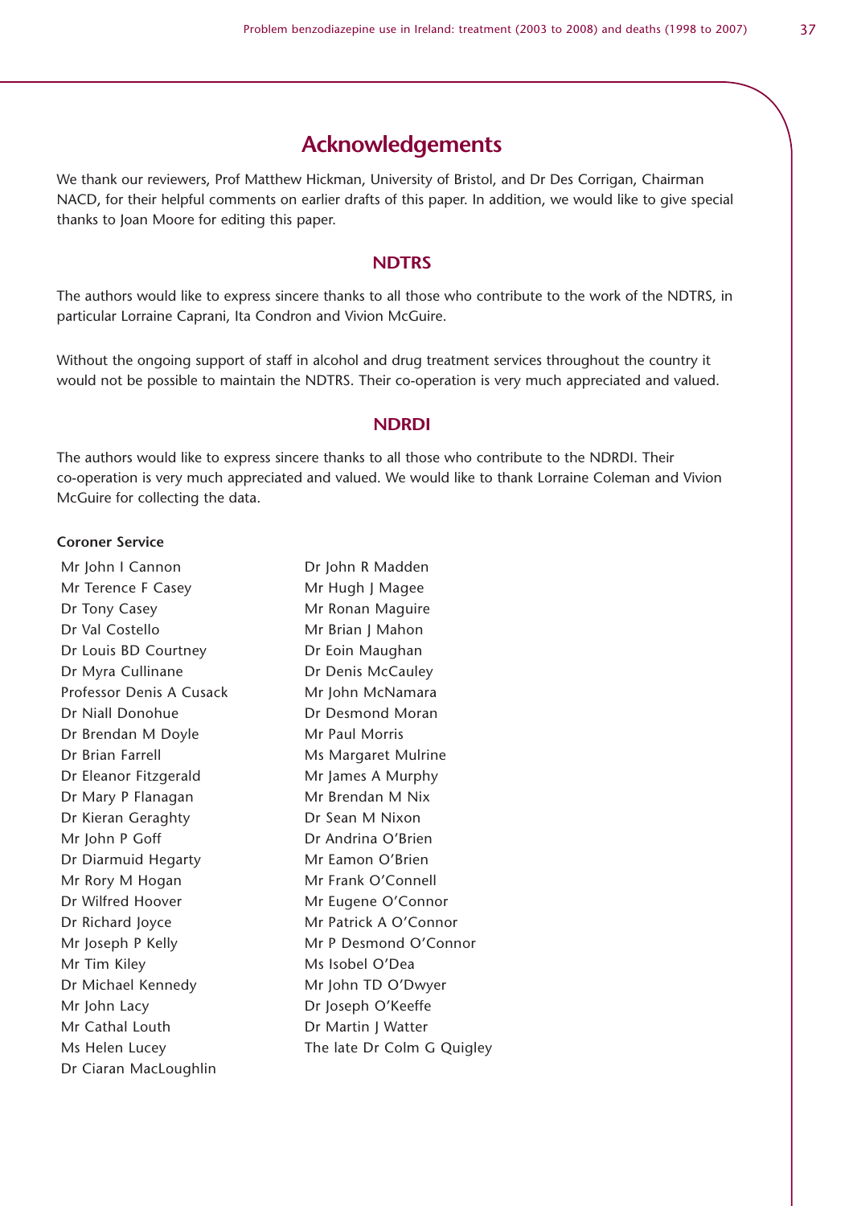# Acknowledgements

We thank our reviewers, Prof Matthew Hickman, University of Bristol, and Dr Des Corrigan, Chairman NACD, for their helpful comments on earlier drafts of this paper. In addition, we would like to give special thanks to Joan Moore for editing this paper.

## NDTRS

The authors would like to express sincere thanks to all those who contribute to the work of the NDTRS, in particular Lorraine Caprani, Ita Condron and Vivion McGuire.

Without the ongoing support of staff in alcohol and drug treatment services throughout the country it would not be possible to maintain the NDTRS. Their co-operation is very much appreciated and valued.

## NDRDI

The authors would like to express sincere thanks to all those who contribute to the NDRDI. Their co-operation is very much appreciated and valued. We would like to thank Lorraine Coleman and Vivion McGuire for collecting the data.

**Coroner Service**

Mr John I Cannon
Mr Terence F Casey
Dr Tony Casey
Dr Val Costello
Dr Louis BD Courtney
Dr Myra Cullinane
Professor Denis A Cusack
Dr Niall Donohue
Dr Brendan M Doyle
Dr Brian Farrell
Dr Eleanor Fitzgerald
Dr Mary P Flanagan
Dr Kieran Geraghty
Mr John P Goff
Dr Diarmuid Hegarty
Mr Rory M Hogan
Dr Wilfred Hoover
Dr Richard Joyce
Mr Joseph P Kelly
Mr Tim Kiley
Dr Michael Kennedy
Mr John Lacy
Mr Cathal Louth
Ms Helen Lucey
Dr Ciaran MacLoughlin
Dr John R Madden
Mr Hugh J Magee
Mr Ronan Maguire
Mr Brian J Mahon
Dr Eoin Maughan
Dr Denis McCauley
Mr John McNamara
Dr Desmond Moran
Mr Paul Morris
Ms Margaret Mulrine
Mr James A Murphy
Mr Brendan M Nix
Dr Sean M Nixon
Dr Andrina O'Brien
Mr Eamon O'Brien
Mr Frank O'Connell
Mr Eugene O'Connor
Mr Patrick A O'Connor
Mr P Desmond O'Connor
Ms Isobel O'Dea
Mr John TD O'Dwyer
Dr Joseph O'Keeffe
Dr Martin J Watter
The late Dr Colm G Quigley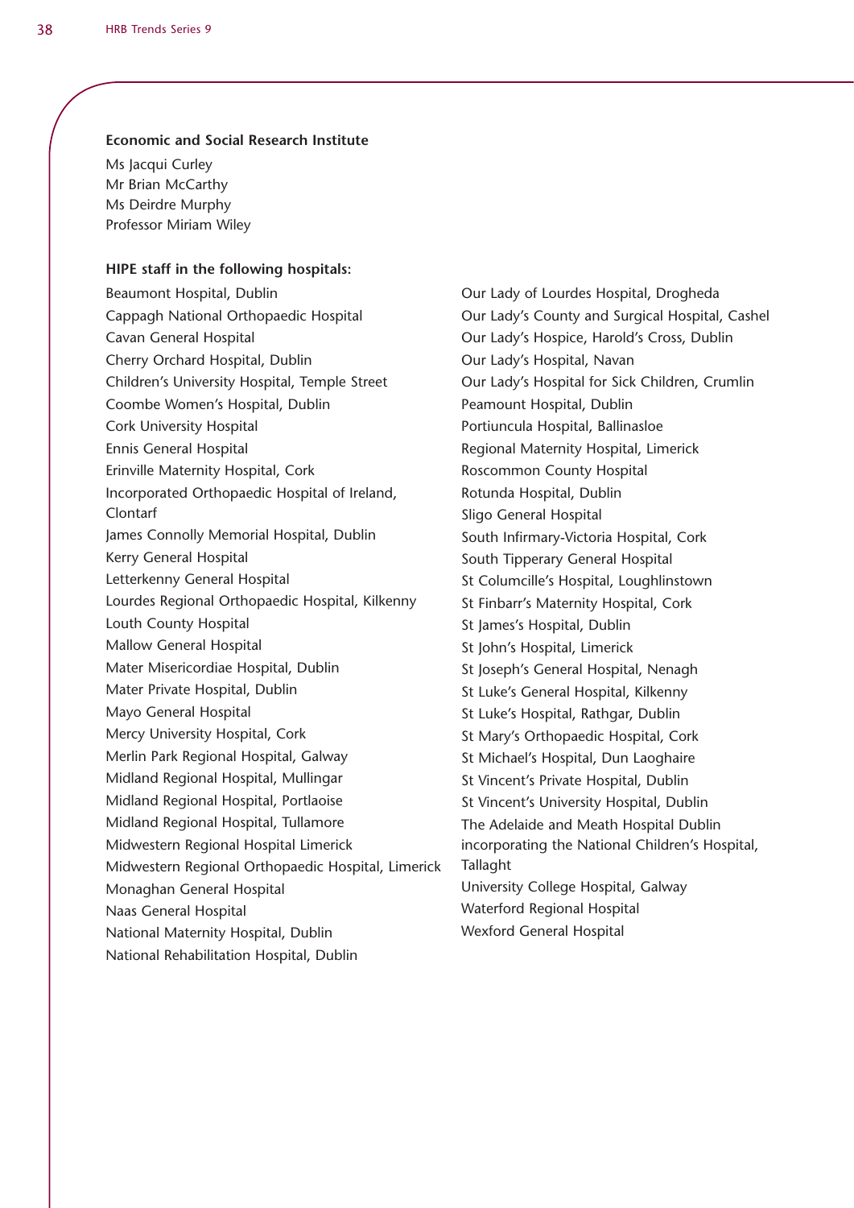**Economic and Social Research Institute**

Ms Jacqui Curley
Mr Brian McCarthy
Ms Deirdre Murphy
Professor Miriam Wiley

**HIPE staff in the following hospitals:**

Beaumont Hospital, Dublin
Cappagh National Orthopaedic Hospital
Cavan General Hospital
Cherry Orchard Hospital, Dublin
Children's University Hospital, Temple Street
Coombe Women's Hospital, Dublin
Cork University Hospital
Ennis General Hospital
Erinville Maternity Hospital, Cork
Incorporated Orthopaedic Hospital of Ireland, Clontarf
James Connolly Memorial Hospital, Dublin
Kerry General Hospital
Letterkenny General Hospital
Lourdes Regional Orthopaedic Hospital, Kilkenny
Louth County Hospital
Mallow General Hospital
Mater Misericordiae Hospital, Dublin
Mater Private Hospital, Dublin
Mayo General Hospital
Mercy University Hospital, Cork
Merlin Park Regional Hospital, Galway
Midland Regional Hospital, Mullingar
Midland Regional Hospital, Portlaoise
Midland Regional Hospital, Tullamore
Midwestern Regional Hospital Limerick
Midwestern Regional Orthopaedic Hospital, Limerick
Monaghan General Hospital
Naas General Hospital
National Maternity Hospital, Dublin
National Rehabilitation Hospital, Dublin
Our Lady of Lourdes Hospital, Drogheda
Our Lady's County and Surgical Hospital, Cashel
Our Lady's Hospice, Harold's Cross, Dublin
Our Lady's Hospital, Navan
Our Lady's Hospital for Sick Children, Crumlin
Peamount Hospital, Dublin
Portiuncula Hospital, Ballinasloe
Regional Maternity Hospital, Limerick
Roscommon County Hospital
Rotunda Hospital, Dublin
Sligo General Hospital
South Infirmary-Victoria Hospital, Cork
South Tipperary General Hospital
St Columcille's Hospital, Loughlinstown
St Finbarr's Maternity Hospital, Cork
St James's Hospital, Dublin
St John's Hospital, Limerick
St Joseph's General Hospital, Nenagh
St Luke's General Hospital, Kilkenny
St Luke's Hospital, Rathgar, Dublin
St Mary's Orthopaedic Hospital, Cork
St Michael's Hospital, Dun Laoghaire
St Vincent's Private Hospital, Dublin
St Vincent's University Hospital, Dublin
The Adelaide and Meath Hospital Dublin incorporating the National Children's Hospital, Tallaght
University College Hospital, Galway
Waterford Regional Hospital
Wexford General Hospital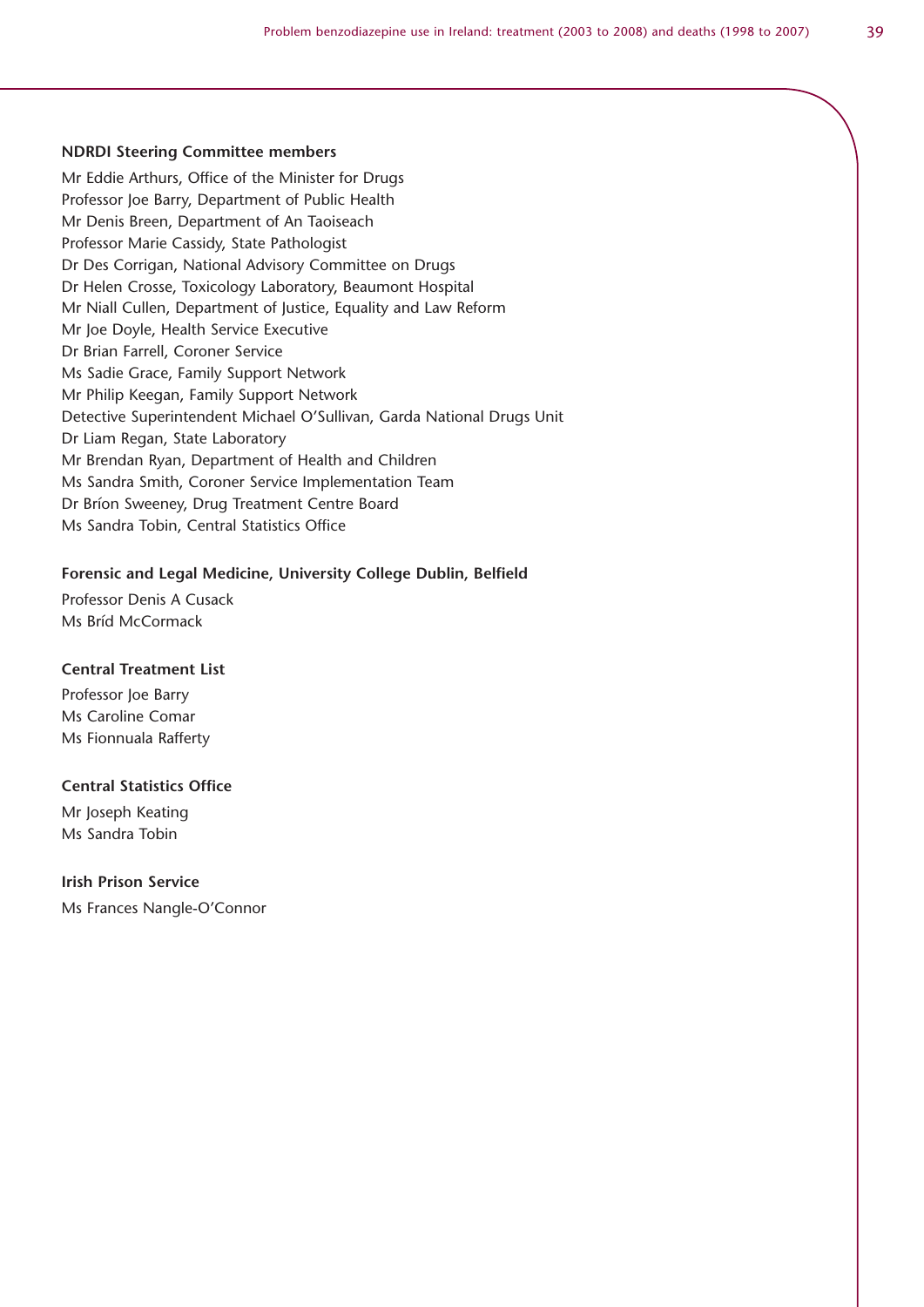**NDRDI Steering Committee members**

Mr Eddie Arthurs, Office of the Minister for Drugs
Professor Joe Barry, Department of Public Health
Mr Denis Breen, Department of An Taoiseach
Professor Marie Cassidy, State Pathologist
Dr Des Corrigan, National Advisory Committee on Drugs
Dr Helen Crosse, Toxicology Laboratory, Beaumont Hospital
Mr Niall Cullen, Department of Justice, Equality and Law Reform
Mr Joe Doyle, Health Service Executive
Dr Brian Farrell, Coroner Service
Ms Sadie Grace, Family Support Network
Mr Philip Keegan, Family Support Network
Detective Superintendent Michael O'Sullivan, Garda National Drugs Unit
Dr Liam Regan, State Laboratory
Mr Brendan Ryan, Department of Health and Children
Ms Sandra Smith, Coroner Service Implementation Team
Dr Bríon Sweeney, Drug Treatment Centre Board
Ms Sandra Tobin, Central Statistics Office

**Forensic and Legal Medicine, University College Dublin, Belfield**

Professor Denis A Cusack
Ms Bríd McCormack

**Central Treatment List**

Professor Joe Barry
Ms Caroline Comar
Ms Fionnuala Rafferty

**Central Statistics Office**

Mr Joseph Keating
Ms Sandra Tobin

**Irish Prison Service**

Ms Frances Nangle-O'Connor